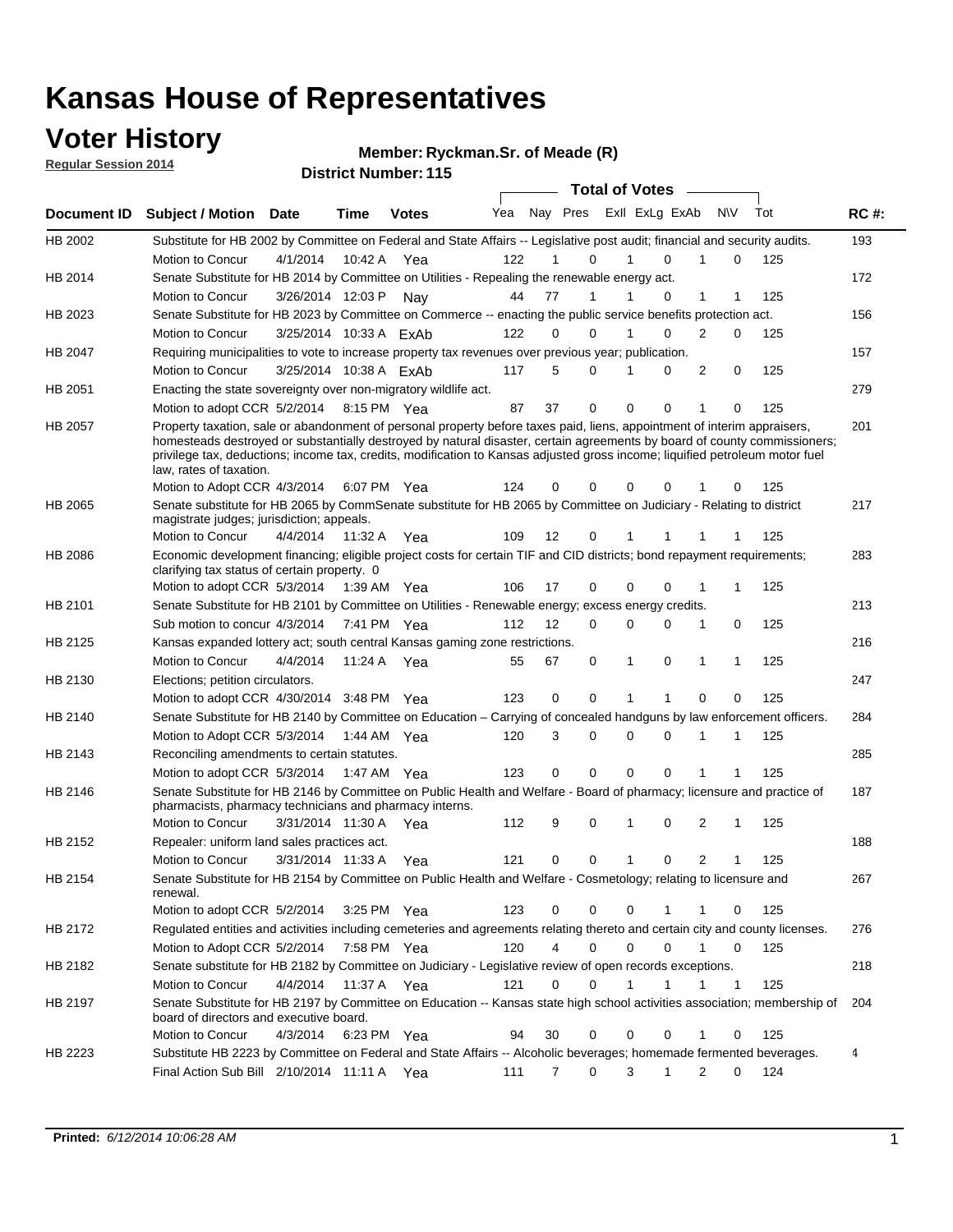# Kansas House of Representatives

## Voter History

**Regular Session 2014**

**Member: Ryckman.Sr. of Meade (R)**

**District Number: 115**

| Document ID | Subject / Motion | Date | Time | Votes | Yea | Nay | Pres | ExII | ExLg | ExAb | N\V | Tot | RC #: |
|---|---|---|---|---|---|---|---|---|---|---|---|---|---|
| HB 2002 | Substitute for HB 2002 by Committee on Federal and State Affairs -- Legislative post audit; financial and security audits. | | | | | | | | | | | | 193 |
| | Motion to Concur | 4/1/2014 | 10:42 A | Yea | 122 | 1 | 0 | 1 | 0 | 1 | 0 | 125 | |
| HB 2014 | Senate Substitute for HB 2014 by Committee on Utilities - Repealing the renewable energy act. | | | | | | | | | | | | 172 |
| | Motion to Concur | 3/26/2014 | 12:03 P | Nay | 44 | 77 | 1 | 1 | 0 | 1 | 1 | 125 | |
| HB 2023 | Senate Substitute for HB 2023 by Committee on Commerce -- enacting the public service benefits protection act. | | | | | | | | | | | | 156 |
| | Motion to Concur | 3/25/2014 | 10:33 A | ExAb | 122 | 0 | 0 | 1 | 0 | 2 | 0 | 125 | |
| HB 2047 | Requiring municipalities to vote to increase property tax revenues over previous year; publication. | | | | | | | | | | | | 157 |
| | Motion to Concur | 3/25/2014 | 10:38 A | ExAb | 117 | 5 | 0 | 1 | 0 | 2 | 0 | 125 | |
| HB 2051 | Enacting the state sovereignty over non-migratory wildlife act. | | | | | | | | | | | | 279 |
| | Motion to adopt CCR | 5/2/2014 | 8:15 PM | Yea | 87 | 37 | 0 | 0 | 0 | 1 | 0 | 125 | |
| HB 2057 | Property taxation, sale or abandonment of personal property before taxes paid, liens, appointment of interim appraisers, homesteads destroyed or substantially destroyed by natural disaster, certain agreements by board of county commissioners; privilege tax, deductions; income tax, credits, modification to Kansas adjusted gross income; liquified petroleum motor fuel law, rates of taxation. | | | | | | | | | | | | 201 |
| | Motion to Adopt CCR | 4/3/2014 | 6:07 PM | Yea | 124 | 0 | 0 | 0 | 0 | 1 | 0 | 125 | |
| HB 2065 | Senate substitute for HB 2065 by CommSenate substitute for HB 2065 by Committee on Judiciary - Relating to district magistrate judges; jurisdiction; appeals. | | | | | | | | | | | | 217 |
| | Motion to Concur | 4/4/2014 | 11:32 A | Yea | 109 | 12 | 0 | 1 | 1 | 1 | 1 | 125 | |
| HB 2086 | Economic development financing; eligible project costs for certain TIF and CID districts; bond repayment requirements; clarifying tax status of certain property. 0 | | | | | | | | | | | | 283 |
| | Motion to adopt CCR | 5/3/2014 | 1:39 AM | Yea | 106 | 17 | 0 | 0 | 0 | 1 | 1 | 125 | |
| HB 2101 | Senate Substitute for HB 2101 by Committee on Utilities - Renewable energy; excess energy credits. | | | | | | | | | | | | 213 |
| | Sub motion to concur | 4/3/2014 | 7:41 PM | Yea | 112 | 12 | 0 | 0 | 0 | 1 | 0 | 125 | |
| HB 2125 | Kansas expanded lottery act; south central Kansas gaming zone restrictions. | | | | | | | | | | | | 216 |
| | Motion to Concur | 4/4/2014 | 11:24 A | Yea | 55 | 67 | 0 | 1 | 0 | 1 | 1 | 125 | |
| HB 2130 | Elections; petition circulators. | | | | | | | | | | | | 247 |
| | Motion to adopt CCR | 4/30/2014 | 3:48 PM | Yea | 123 | 0 | 0 | 1 | 1 | 0 | 0 | 125 | |
| HB 2140 | Senate Substitute for HB 2140 by Committee on Education – Carrying of concealed handguns by law enforcement officers. | | | | | | | | | | | | 284 |
| | Motion to Adopt CCR | 5/3/2014 | 1:44 AM | Yea | 120 | 3 | 0 | 0 | 0 | 1 | 1 | 125 | |
| HB 2143 | Reconciling amendments to certain statutes. | | | | | | | | | | | | 285 |
| | Motion to adopt CCR | 5/3/2014 | 1:47 AM | Yea | 123 | 0 | 0 | 0 | 0 | 1 | 1 | 125 | |
| HB 2146 | Senate Substitute for HB 2146 by Committee on Public Health and Welfare - Board of pharmacy; licensure and practice of pharmacists, pharmacy technicians and pharmacy interns. | | | | | | | | | | | | 187 |
| | Motion to Concur | 3/31/2014 | 11:30 A | Yea | 112 | 9 | 0 | 1 | 0 | 2 | 1 | 125 | |
| HB 2152 | Repealer: uniform land sales practices act. | | | | | | | | | | | | 188 |
| | Motion to Concur | 3/31/2014 | 11:33 A | Yea | 121 | 0 | 0 | 1 | 0 | 2 | 1 | 125 | |
| HB 2154 | Senate Substitute for HB 2154 by Committee on Public Health and Welfare - Cosmetology; relating to licensure and renewal. | | | | | | | | | | | | 267 |
| | Motion to adopt CCR | 5/2/2014 | 3:25 PM | Yea | 123 | 0 | 0 | 0 | 1 | 1 | 0 | 125 | |
| HB 2172 | Regulated entities and activities including cemeteries and agreements relating thereto and certain city and county licenses. | | | | | | | | | | | | 276 |
| | Motion to Adopt CCR | 5/2/2014 | 7:58 PM | Yea | 120 | 4 | 0 | 0 | 0 | 1 | 0 | 125 | |
| HB 2182 | Senate substitute for HB 2182 by Committee on Judiciary - Legislative review of open records exceptions. | | | | | | | | | | | | 218 |
| | Motion to Concur | 4/4/2014 | 11:37 A | Yea | 121 | 0 | 0 | 1 | 1 | 1 | 1 | 125 | |
| HB 2197 | Senate Substitute for HB 2197 by Committee on Education -- Kansas state high school activities association; membership of board of directors and executive board. | | | | | | | | | | | | 204 |
| | Motion to Concur | 4/3/2014 | 6:23 PM | Yea | 94 | 30 | 0 | 0 | 0 | 1 | 0 | 125 | |
| HB 2223 | Substitute HB 2223 by Committee on Federal and State Affairs -- Alcoholic beverages; homemade fermented beverages. | | | | | | | | | | | | 4 |
| | Final Action Sub Bill | 2/10/2014 | 11:11 A | Yea | 111 | 7 | 0 | 3 | 1 | 2 | 0 | 124 | |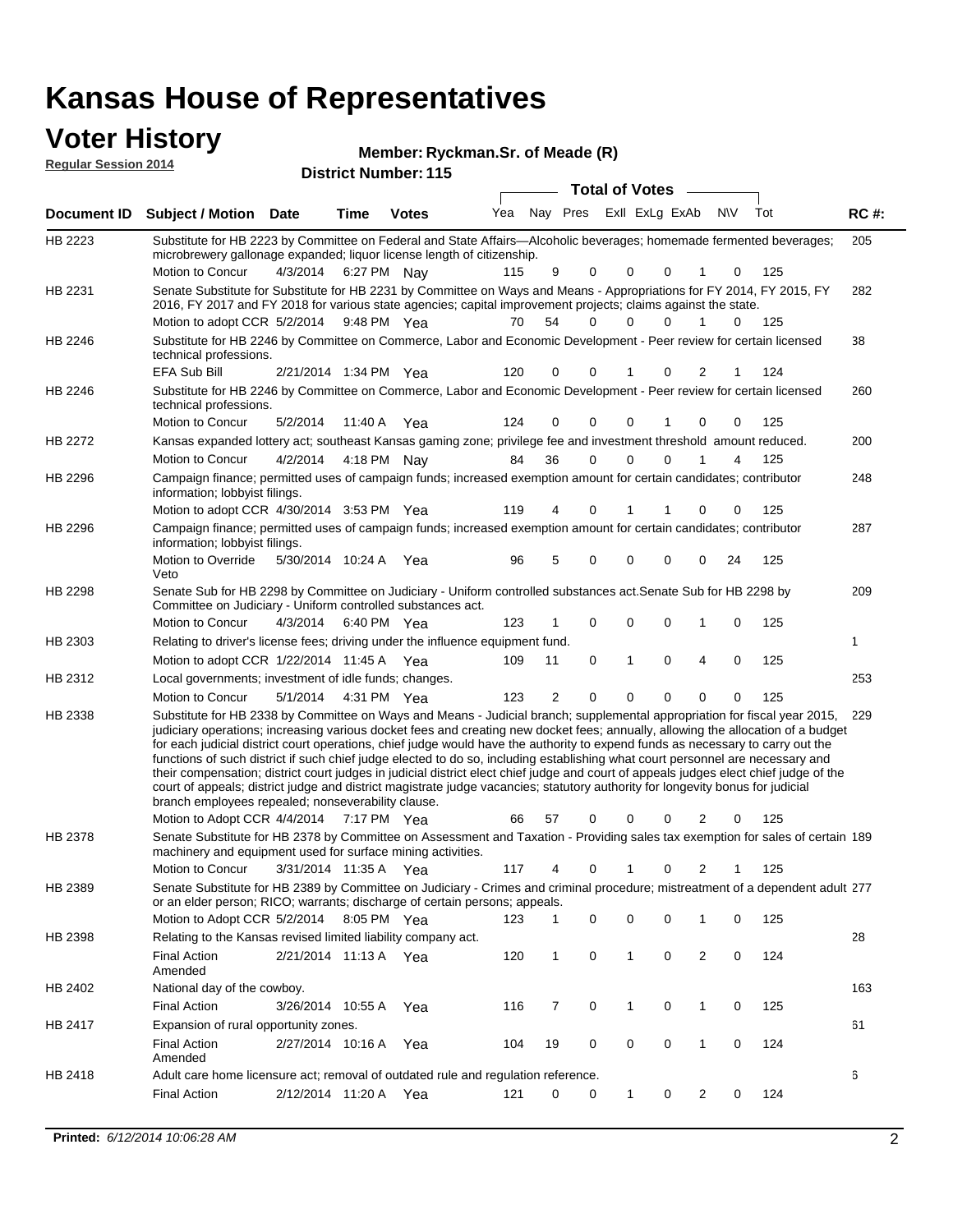# Kansas House of Representatives

## Voter History

**Regular Session 2014**

**Member: Ryckman.Sr. of Meade (R)**

**District Number: 115**

| Document ID | Subject / Motion | Date | Time | Votes | Yea | Nay | Pres | ExII | ExLg | ExAb | N\V | Tot | RC #: |
|---|---|---|---|---|---|---|---|---|---|---|---|---|---|
| HB 2223 | Substitute for HB 2223 by Committee on Federal and State Affairs—Alcoholic beverages; homemade fermented beverages; microbrewery gallonage expanded; liquor license length of citizenship. | | | | | | | | | | | | 205 |
| | Motion to Concur | 4/3/2014 | 6:27 PM | Nay | 115 | 9 | 0 | 0 | 0 | 1 | 0 | 125 | |
| HB 2231 | Senate Substitute for Substitute for HB 2231 by Committee on Ways and Means - Appropriations for FY 2014, FY 2015, FY 2016, FY 2017 and FY 2018 for various state agencies; capital improvement projects; claims against the state. | | | | | | | | | | | | 282 |
| | Motion to adopt CCR | 5/2/2014 | 9:48 PM | Yea | 70 | 54 | 0 | 0 | 0 | 1 | 0 | 125 | |
| HB 2246 | Substitute for HB 2246 by Committee on Commerce, Labor and Economic Development - Peer review for certain licensed technical professions. | | | | | | | | | | | | 38 |
| | EFA Sub Bill | 2/21/2014 | 1:34 PM | Yea | 120 | 0 | 0 | 1 | 0 | 2 | 1 | 124 | |
| HB 2246 | Substitute for HB 2246 by Committee on Commerce, Labor and Economic Development - Peer review for certain licensed technical professions. | | | | | | | | | | | | 260 |
| | Motion to Concur | 5/2/2014 | 11:40 A | Yea | 124 | 0 | 0 | 0 | 1 | 0 | 0 | 125 | |
| HB 2272 | Kansas expanded lottery act; southeast Kansas gaming zone; privilege fee and investment threshold amount reduced. | | | | | | | | | | | | 200 |
| | Motion to Concur | 4/2/2014 | 4:18 PM | Nay | 84 | 36 | 0 | 0 | 0 | 1 | 4 | 125 | |
| HB 2296 | Campaign finance; permitted uses of campaign funds; increased exemption amount for certain candidates; contributor information; lobbyist filings. | | | | | | | | | | | | 248 |
| | Motion to adopt CCR | 4/30/2014 | 3:53 PM | Yea | 119 | 4 | 0 | 1 | 1 | 0 | 0 | 125 | |
| HB 2296 | Campaign finance; permitted uses of campaign funds; increased exemption amount for certain candidates; contributor information; lobbyist filings. | | | | | | | | | | | | 287 |
| | Motion to Override Veto | 5/30/2014 | 10:24 A | Yea | 96 | 5 | 0 | 0 | 0 | 0 | 24 | 125 | |
| HB 2298 | Senate Sub for HB 2298 by Committee on Judiciary - Uniform controlled substances act.Senate Sub for HB 2298 by Committee on Judiciary - Uniform controlled substances act. | | | | | | | | | | | | 209 |
| | Motion to Concur | 4/3/2014 | 6:40 PM | Yea | 123 | 1 | 0 | 0 | 0 | 1 | 0 | 125 | |
| HB 2303 | Relating to driver's license fees; driving under the influence equipment fund. | | | | | | | | | | | | 1 |
| | Motion to adopt CCR | 1/22/2014 | 11:45 A | Yea | 109 | 11 | 0 | 1 | 0 | 4 | 0 | 125 | |
| HB 2312 | Local governments; investment of idle funds; changes. | | | | | | | | | | | | 253 |
| | Motion to Concur | 5/1/2014 | 4:31 PM | Yea | 123 | 2 | 0 | 0 | 0 | 0 | 0 | 125 | |
| HB 2338 | Substitute for HB 2338 by Committee on Ways and Means - Judicial branch; supplemental appropriation for fiscal year 2015, judiciary operations; increasing various docket fees and creating new docket fees; annually, allowing the allocation of a budget for each judicial district court operations, chief judge would have the authority to expend funds as necessary to carry out the functions of such district if such chief judge elected to do so, including establishing what court personnel are necessary and their compensation; district court judges in judicial district elect chief judge and court of appeals judges elect chief judge of the court of appeals; district judge and district magistrate judge vacancies; statutory authority for longevity bonus for judicial branch employees repealed; nonseverability clause. | | | | | | | | | | | | 229 |
| | Motion to Adopt CCR | 4/4/2014 | 7:17 PM | Yea | 66 | 57 | 0 | 0 | 0 | 2 | 0 | 125 | |
| HB 2378 | Senate Substitute for HB 2378 by Committee on Assessment and Taxation - Providing sales tax exemption for sales of certain machinery and equipment used for surface mining activities. | | | | | | | | | | | | 189 |
| | Motion to Concur | 3/31/2014 | 11:35 A | Yea | 117 | 4 | 0 | 1 | 0 | 2 | 1 | 125 | |
| HB 2389 | Senate Substitute for HB 2389 by Committee on Judiciary - Crimes and criminal procedure; mistreatment of a dependent adult or an elder person; RICO; warrants; discharge of certain persons; appeals. | | | | | | | | | | | | 277 |
| | Motion to Adopt CCR | 5/2/2014 | 8:05 PM | Yea | 123 | 1 | 0 | 0 | 0 | 1 | 0 | 125 | |
| HB 2398 | Relating to the Kansas revised limited liability company act. | | | | | | | | | | | | 28 |
| | Final Action Amended | 2/21/2014 | 11:13 A | Yea | 120 | 1 | 0 | 1 | 0 | 2 | 0 | 124 | |
| HB 2402 | National day of the cowboy. | | | | | | | | | | | | 163 |
| | Final Action | 3/26/2014 | 10:55 A | Yea | 116 | 7 | 0 | 1 | 0 | 1 | 0 | 125 | |
| HB 2417 | Expansion of rural opportunity zones. | | | | | | | | | | | | 61 |
| | Final Action Amended | 2/27/2014 | 10:16 A | Yea | 104 | 19 | 0 | 0 | 0 | 1 | 0 | 124 | |
| HB 2418 | Adult care home licensure act; removal of outdated rule and regulation reference. | | | | | | | | | | | | 6 |
| | Final Action | 2/12/2014 | 11:20 A | Yea | 121 | 0 | 0 | 1 | 0 | 2 | 0 | 124 | |

**Printed:** *6/12/2014 10:06:28 AM*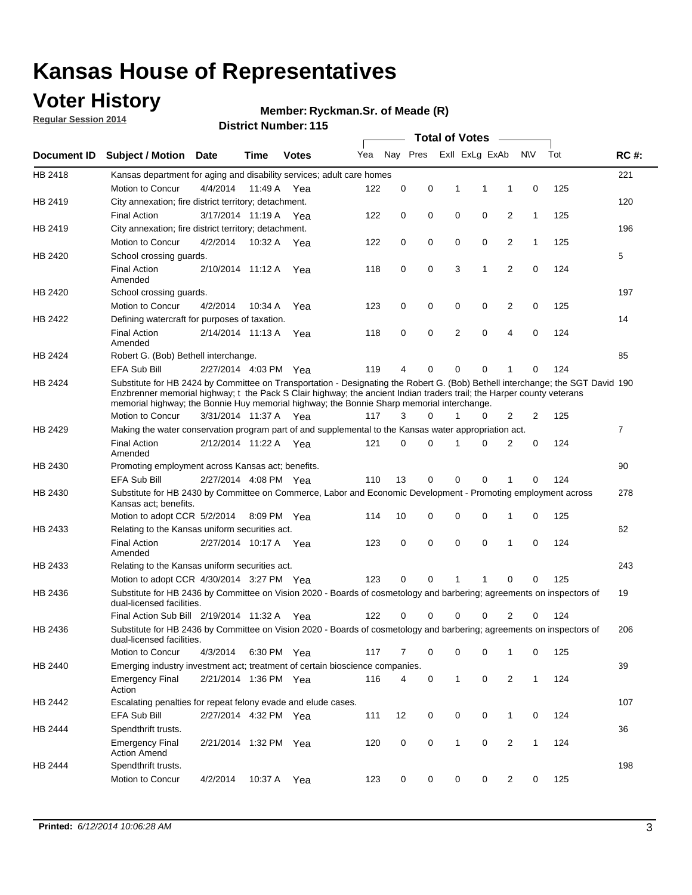# Kansas House of Representatives

## Voter History

**Regular Session 2014**

**Member: Ryckman.Sr. of Meade (R)**

**District Number: 115**

| Document ID | Subject / Motion | Date | Time | Votes | Yea | Nay | Pres | ExII | ExLg | ExAb | N\V | Tot | RC #: |
|---|---|---|---|---|---|---|---|---|---|---|---|---|---|
| HB 2418 | Kansas department for aging and disability services; adult care homes | | | | | | | | | | | | 221 |
| | Motion to Concur | 4/4/2014 | 11:49 A | Yea | 122 | 0 | 0 | 1 | 1 | 1 | 0 | 125 | |
| HB 2419 | City annexation; fire district territory; detachment. | | | | | | | | | | | | 120 |
| | Final Action | 3/17/2014 | 11:19 A | Yea | 122 | 0 | 0 | 0 | 0 | 2 | 1 | 125 | |
| HB 2419 | City annexation; fire district territory; detachment. | | | | | | | | | | | | 196 |
| | Motion to Concur | 4/2/2014 | 10:32 A | Yea | 122 | 0 | 0 | 0 | 0 | 2 | 1 | 125 | |
| HB 2420 | School crossing guards. | | | | | | | | | | | | 5 |
| | Final Action Amended | 2/10/2014 | 11:12 A | Yea | 118 | 0 | 0 | 3 | 1 | 2 | 0 | 124 | |
| HB 2420 | School crossing guards. | | | | | | | | | | | | 197 |
| | Motion to Concur | 4/2/2014 | 10:34 A | Yea | 123 | 0 | 0 | 0 | 0 | 2 | 0 | 125 | |
| HB 2422 | Defining watercraft for purposes of taxation. | | | | | | | | | | | | 14 |
| | Final Action Amended | 2/14/2014 | 11:13 A | Yea | 118 | 0 | 0 | 2 | 0 | 4 | 0 | 124 | |
| HB 2424 | Robert G. (Bob) Bethell interchange. | | | | | | | | | | | | 85 |
| | EFA Sub Bill | 2/27/2014 | 4:03 PM | Yea | 119 | 4 | 0 | 0 | 0 | 1 | 0 | 124 | |
| HB 2424 | Substitute for HB 2424 by Committee on Transportation - Designating the Robert G. (Bob) Bethell interchange; the SGT David Enzbrenner memorial highway; t the Pack S Clair highway; the ancient Indian traders trail; the Harper county veterans memorial highway; the Bonnie Huy memorial highway; the Bonnie Sharp memorial interchange. | | | | | | | | | | | | 190 |
| | Motion to Concur | 3/31/2014 | 11:37 A | Yea | 117 | 3 | 0 | 1 | 0 | 2 | 2 | 125 | |
| HB 2429 | Making the water conservation program part of and supplemental to the Kansas water appropriation act. | | | | | | | | | | | | 7 |
| | Final Action Amended | 2/12/2014 | 11:22 A | Yea | 121 | 0 | 0 | 1 | 0 | 2 | 0 | 124 | |
| HB 2430 | Promoting employment across Kansas act; benefits. | | | | | | | | | | | | 90 |
| | EFA Sub Bill | 2/27/2014 | 4:08 PM | Yea | 110 | 13 | 0 | 0 | 0 | 1 | 0 | 124 | |
| HB 2430 | Substitute for HB 2430 by Committee on Commerce, Labor and Economic Development - Promoting employment across Kansas act; benefits. | | | | | | | | | | | | 278 |
| | Motion to adopt CCR | 5/2/2014 | 8:09 PM | Yea | 114 | 10 | 0 | 0 | 0 | 1 | 0 | 125 | |
| HB 2433 | Relating to the Kansas uniform securities act. | | | | | | | | | | | | 62 |
| | Final Action Amended | 2/27/2014 | 10:17 A | Yea | 123 | 0 | 0 | 0 | 0 | 1 | 0 | 124 | |
| HB 2433 | Relating to the Kansas uniform securities act. | | | | | | | | | | | | 243 |
| | Motion to adopt CCR | 4/30/2014 | 3:27 PM | Yea | 123 | 0 | 0 | 1 | 1 | 0 | 0 | 125 | |
| HB 2436 | Substitute for HB 2436 by Committee on Vision 2020 - Boards of cosmetology and barbering; agreements on inspectors of dual-licensed facilities. | | | | | | | | | | | | 19 |
| | Final Action Sub Bill | 2/19/2014 | 11:32 A | Yea | 122 | 0 | 0 | 0 | 0 | 2 | 0 | 124 | |
| HB 2436 | Substitute for HB 2436 by Committee on Vision 2020 - Boards of cosmetology and barbering; agreements on inspectors of dual-licensed facilities. | | | | | | | | | | | | 206 |
| | Motion to Concur | 4/3/2014 | 6:30 PM | Yea | 117 | 7 | 0 | 0 | 0 | 1 | 0 | 125 | |
| HB 2440 | Emerging industry investment act; treatment of certain bioscience companies. | | | | | | | | | | | | 39 |
| | Emergency Final Action | 2/21/2014 | 1:36 PM | Yea | 116 | 4 | 0 | 1 | 0 | 2 | 1 | 124 | |
| HB 2442 | Escalating penalties for repeat felony evade and elude cases. | | | | | | | | | | | | 107 |
| | EFA Sub Bill | 2/27/2014 | 4:32 PM | Yea | 111 | 12 | 0 | 0 | 0 | 1 | 0 | 124 | |
| HB 2444 | Spendthrift trusts. | | | | | | | | | | | | 36 |
| | Emergency Final Action Amend | 2/21/2014 | 1:32 PM | Yea | 120 | 0 | 0 | 1 | 0 | 2 | 1 | 124 | |
| HB 2444 | Spendthrift trusts. | | | | | | | | | | | | 198 |
| | Motion to Concur | 4/2/2014 | 10:37 A | Yea | 123 | 0 | 0 | 0 | 0 | 2 | 0 | 125 | |

**Printed:** *6/12/2014 10:06:28 AM*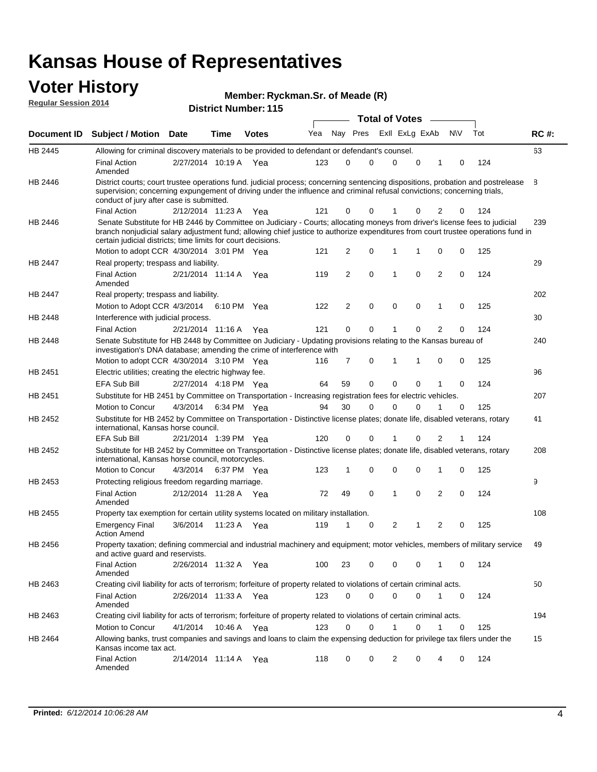# Kansas House of Representatives

## Voter History

**Regular Session 2014**

**Member: Ryckman.Sr. of Meade (R)**

**District Number: 115**

| Document ID | Subject / Motion | Date | Time | Votes | Yea | Nay | Pres | ExII | ExLg | ExAb | N\V | Tot | RC #: |
|---|---|---|---|---|---|---|---|---|---|---|---|---|---|
| HB 2445 | Allowing for criminal discovery materials to be provided to defendant or defendant's counsel. | | | | | | | | | | | | 63 |
| | Final Action Amended | 2/27/2014 | 10:19 A | Yea | 123 | 0 | 0 | 0 | 0 | 1 | 0 | 124 | |
| HB 2446 | District courts; court trustee operations fund. judicial process; concerning sentencing dispositions, probation and postrelease supervision; concerning expungement of driving under the influence and criminal refusal convictions; concerning trials, conduct of jury after case is submitted. | | | | | | | | | | | | 8 |
| | Final Action | 2/12/2014 | 11:23 A | Yea | 121 | 0 | 0 | 1 | 0 | 2 | 0 | 124 | |
| HB 2446 | Senate Substitute for HB 2446 by Committee on Judiciary - Courts; allocating moneys from driver's license fees to judicial branch nonjudicial salary adjustment fund; allowing chief justice to authorize expenditures from court trustee operations fund in certain judicial districts; time limits for court decisions. | | | | | | | | | | | | 239 |
| | Motion to adopt CCR | 4/30/2014 | 3:01 PM | Yea | 121 | 2 | 0 | 1 | 1 | 0 | 0 | 125 | |
| HB 2447 | Real property; trespass and liability. | | | | | | | | | | | | 29 |
| | Final Action Amended | 2/21/2014 | 11:14 A | Yea | 119 | 2 | 0 | 1 | 0 | 2 | 0 | 124 | |
| HB 2447 | Real property; trespass and liability. | | | | | | | | | | | | 202 |
| | Motion to Adopt CCR | 4/3/2014 | 6:10 PM | Yea | 122 | 2 | 0 | 0 | 0 | 1 | 0 | 125 | |
| HB 2448 | Interference with judicial process. | | | | | | | | | | | | 30 |
| | Final Action | 2/21/2014 | 11:16 A | Yea | 121 | 0 | 0 | 1 | 0 | 2 | 0 | 124 | |
| HB 2448 | Senate Substitute for HB 2448 by Committee on Judiciary - Updating provisions relating to the Kansas bureau of investigation's DNA database; amending the crime of interference with | | | | | | | | | | | | 240 |
| | Motion to adopt CCR | 4/30/2014 | 3:10 PM | Yea | 116 | 7 | 0 | 1 | 1 | 0 | 0 | 125 | |
| HB 2451 | Electric utilities; creating the electric highway fee. | | | | | | | | | | | | 96 |
| | EFA Sub Bill | 2/27/2014 | 4:18 PM | Yea | 64 | 59 | 0 | 0 | 0 | 1 | 0 | 124 | |
| HB 2451 | Substitute for HB 2451 by Committee on Transportation - Increasing registration fees for electric vehicles. | | | | | | | | | | | | 207 |
| | Motion to Concur | 4/3/2014 | 6:34 PM | Yea | 94 | 30 | 0 | 0 | 0 | 1 | 0 | 125 | |
| HB 2452 | Substitute for HB 2452 by Committee on Transportation - Distinctive license plates; donate life, disabled veterans, rotary international, Kansas horse council. | | | | | | | | | | | | 41 |
| | EFA Sub Bill | 2/21/2014 | 1:39 PM | Yea | 120 | 0 | 0 | 1 | 0 | 2 | 1 | 124 | |
| HB 2452 | Substitute for HB 2452 by Committee on Transportation - Distinctive license plates; donate life, disabled veterans, rotary international, Kansas horse council, motorcycles. | | | | | | | | | | | | 208 |
| | Motion to Concur | 4/3/2014 | 6:37 PM | Yea | 123 | 1 | 0 | 0 | 0 | 1 | 0 | 125 | |
| HB 2453 | Protecting religious freedom regarding marriage. | | | | | | | | | | | | 9 |
| | Final Action Amended | 2/12/2014 | 11:28 A | Yea | 72 | 49 | 0 | 1 | 0 | 2 | 0 | 124 | |
| HB 2455 | Property tax exemption for certain utility systems located on military installation. | | | | | | | | | | | | 108 |
| | Emergency Final Action Amend | 3/6/2014 | 11:23 A | Yea | 119 | 1 | 0 | 2 | 1 | 2 | 0 | 125 | |
| HB 2456 | Property taxation; defining commercial and industrial machinery and equipment; motor vehicles, members of military service and active guard and reservists. | | | | | | | | | | | | 49 |
| | Final Action Amended | 2/26/2014 | 11:32 A | Yea | 100 | 23 | 0 | 0 | 0 | 1 | 0 | 124 | |
| HB 2463 | Creating civil liability for acts of terrorism; forfeiture of property related to violations of certain criminal acts. | | | | | | | | | | | | 50 |
| | Final Action Amended | 2/26/2014 | 11:33 A | Yea | 123 | 0 | 0 | 0 | 0 | 1 | 0 | 124 | |
| HB 2463 | Creating civil liability for acts of terrorism; forfeiture of property related to violations of certain criminal acts. | | | | | | | | | | | | 194 |
| | Motion to Concur | 4/1/2014 | 10:46 A | Yea | 123 | 0 | 0 | 1 | 0 | 1 | 0 | 125 | |
| HB 2464 | Allowing banks, trust companies and savings and loans to claim the expensing deduction for privilege tax filers under the Kansas income tax act. | | | | | | | | | | | | 15 |
| | Final Action Amended | 2/14/2014 | 11:14 A | Yea | 118 | 0 | 0 | 2 | 0 | 4 | 0 | 124 | |

**Printed:** *6/12/2014 10:06:28 AM*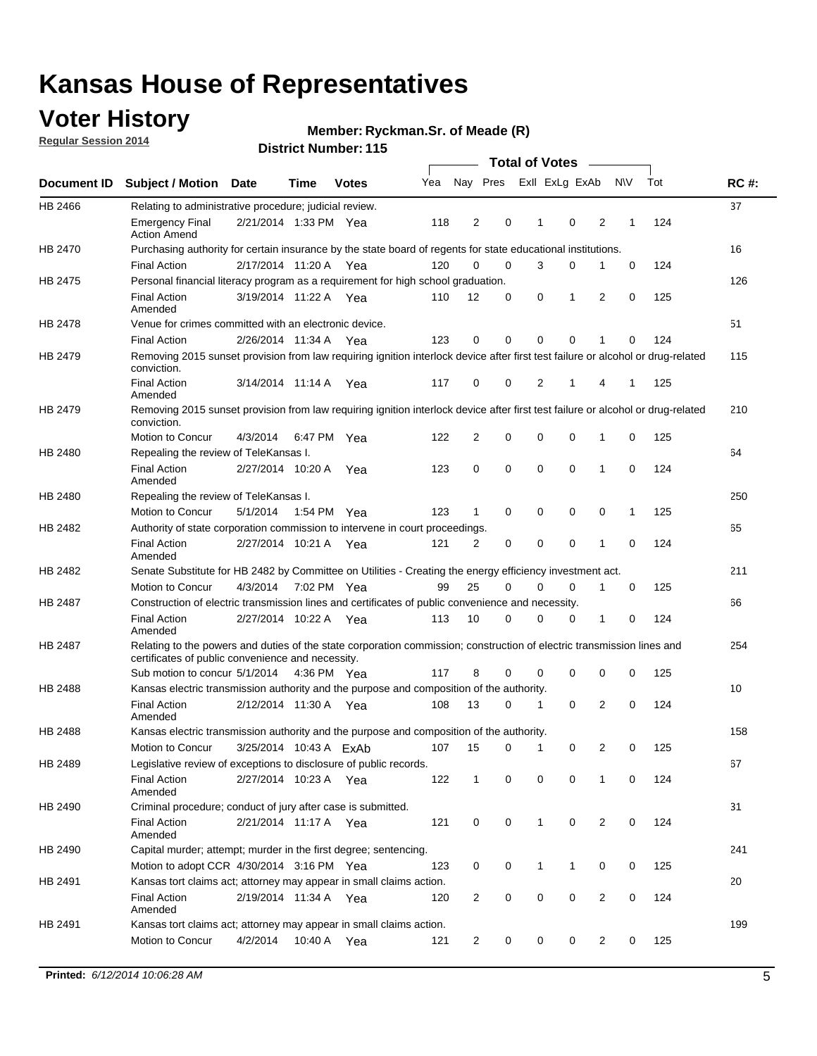# Kansas House of Representatives

## Voter History

**Regular Session 2014**

**Member: Ryckman.Sr. of Meade (R)**

**District Number: 115**

| Document ID | Subject / Motion | Date | Time | Votes | Yea | Nay | Pres | ExII | ExLg | ExAb | N\V | Tot | RC #: |
|---|---|---|---|---|---|---|---|---|---|---|---|---|---|
| HB 2466 | Relating to administrative procedure; judicial review. | | | | | | | | | | | | 37 |
| | Emergency Final Action Amend | 2/21/2014 | 1:33 PM | Yea | 118 | 2 | 0 | 1 | 0 | 2 | 1 | 124 | |
| HB 2470 | Purchasing authority for certain insurance by the state board of regents for state educational institutions. | | | | | | | | | | | | 16 |
| | Final Action | 2/17/2014 | 11:20 A | Yea | 120 | 0 | 0 | 3 | 0 | 1 | 0 | 124 | |
| HB 2475 | Personal financial literacy program as a requirement for high school graduation. | | | | | | | | | | | | 126 |
| | Final Action Amended | 3/19/2014 | 11:22 A | Yea | 110 | 12 | 0 | 0 | 1 | 2 | 0 | 125 | |
| HB 2478 | Venue for crimes committed with an electronic device. | | | | | | | | | | | | 51 |
| | Final Action | 2/26/2014 | 11:34 A | Yea | 123 | 0 | 0 | 0 | 0 | 1 | 0 | 124 | |
| HB 2479 | Removing 2015 sunset provision from law requiring ignition interlock device after first test failure or alcohol or drug-related conviction. | | | | | | | | | | | | 115 |
| | Final Action Amended | 3/14/2014 | 11:14 A | Yea | 117 | 0 | 0 | 2 | 1 | 4 | 1 | 125 | |
| HB 2479 | Removing 2015 sunset provision from law requiring ignition interlock device after first test failure or alcohol or drug-related conviction. | | | | | | | | | | | | 210 |
| | Motion to Concur | 4/3/2014 | 6:47 PM | Yea | 122 | 2 | 0 | 0 | 0 | 1 | 0 | 125 | |
| HB 2480 | Repealing the review of TeleKansas I. | | | | | | | | | | | | 64 |
| | Final Action Amended | 2/27/2014 | 10:20 A | Yea | 123 | 0 | 0 | 0 | 0 | 1 | 0 | 124 | |
| HB 2480 | Repealing the review of TeleKansas I. | | | | | | | | | | | | 250 |
| | Motion to Concur | 5/1/2014 | 1:54 PM | Yea | 123 | 1 | 0 | 0 | 0 | 0 | 1 | 125 | |
| HB 2482 | Authority of state corporation commission to intervene in court proceedings. | | | | | | | | | | | | 65 |
| | Final Action Amended | 2/27/2014 | 10:21 A | Yea | 121 | 2 | 0 | 0 | 0 | 1 | 0 | 124 | |
| HB 2482 | Senate Substitute for HB 2482 by Committee on Utilities - Creating the energy efficiency investment act. | | | | | | | | | | | | 211 |
| | Motion to Concur | 4/3/2014 | 7:02 PM | Yea | 99 | 25 | 0 | 0 | 0 | 1 | 0 | 125 | |
| HB 2487 | Construction of electric transmission lines and certificates of public convenience and necessity. | | | | | | | | | | | | 66 |
| | Final Action Amended | 2/27/2014 | 10:22 A | Yea | 113 | 10 | 0 | 0 | 0 | 1 | 0 | 124 | |
| HB 2487 | Relating to the powers and duties of the state corporation commission; construction of electric transmission lines and certificates of public convenience and necessity. | | | | | | | | | | | | 254 |
| | Sub motion to concur | 5/1/2014 | 4:36 PM | Yea | 117 | 8 | 0 | 0 | 0 | 0 | 0 | 125 | |
| HB 2488 | Kansas electric transmission authority and the purpose and composition of the authority. | | | | | | | | | | | | 10 |
| | Final Action Amended | 2/12/2014 | 11:30 A | Yea | 108 | 13 | 0 | 1 | 0 | 2 | 0 | 124 | |
| HB 2488 | Kansas electric transmission authority and the purpose and composition of the authority. | | | | | | | | | | | | 158 |
| | Motion to Concur | 3/25/2014 | 10:43 A | ExAb | 107 | 15 | 0 | 1 | 0 | 2 | 0 | 125 | |
| HB 2489 | Legislative review of exceptions to disclosure of public records. | | | | | | | | | | | | 67 |
| | Final Action Amended | 2/27/2014 | 10:23 A | Yea | 122 | 1 | 0 | 0 | 0 | 1 | 0 | 124 | |
| HB 2490 | Criminal procedure; conduct of jury after case is submitted. | | | | | | | | | | | | 31 |
| | Final Action Amended | 2/21/2014 | 11:17 A | Yea | 121 | 0 | 0 | 1 | 0 | 2 | 0 | 124 | |
| HB 2490 | Capital murder; attempt; murder in the first degree; sentencing. | | | | | | | | | | | | 241 |
| | Motion to adopt CCR | 4/30/2014 | 3:16 PM | Yea | 123 | 0 | 0 | 1 | 1 | 0 | 0 | 125 | |
| HB 2491 | Kansas tort claims act; attorney may appear in small claims action. | | | | | | | | | | | | 20 |
| | Final Action Amended | 2/19/2014 | 11:34 A | Yea | 120 | 2 | 0 | 0 | 0 | 2 | 0 | 124 | |
| HB 2491 | Kansas tort claims act; attorney may appear in small claims action. | | | | | | | | | | | | 199 |
| | Motion to Concur | 4/2/2014 | 10:40 A | Yea | 121 | 2 | 0 | 0 | 0 | 2 | 0 | 125 | |

**Printed:** *6/12/2014 10:06:28 AM*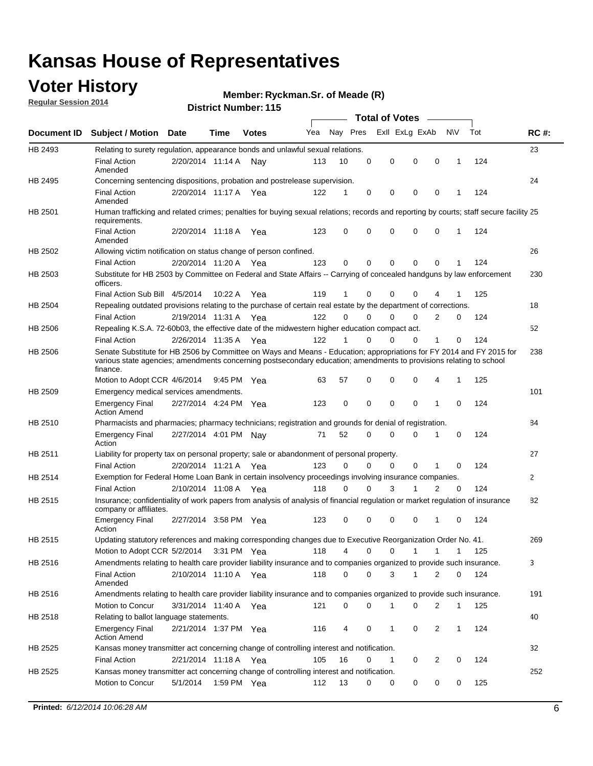# Kansas House of Representatives

## Voter History

**Regular Session 2014**

**Member: Ryckman.Sr. of Meade (R)**

**District Number: 115**

| Document ID | Subject / Motion | Date | Time | Votes | Yea | Nay | Pres | ExlI | ExLg | ExAb | N\V | Tot | RC #: |
|---|---|---|---|---|---|---|---|---|---|---|---|---|---|
| HB 2493 | Relating to surety regulation, appearance bonds and unlawful sexual relations. | | | | | | | | | | | | 23 |
| | Final Action Amended | 2/20/2014 | 11:14 A | Nay | 113 | 10 | 0 | 0 | 0 | 0 | 1 | 124 | |
| HB 2495 | Concerning sentencing dispositions, probation and postrelease supervision. | | | | | | | | | | | | 24 |
| | Final Action Amended | 2/20/2014 | 11:17 A | Yea | 122 | 1 | 0 | 0 | 0 | 0 | 1 | 124 | |
| HB 2501 | Human trafficking and related crimes; penalties for buying sexual relations; records and reporting by courts; staff secure facility requirements. | | | | | | | | | | | | 25 |
| | Final Action Amended | 2/20/2014 | 11:18 A | Yea | 123 | 0 | 0 | 0 | 0 | 0 | 1 | 124 | |
| HB 2502 | Allowing victim notification on status change of person confined. | | | | | | | | | | | | 26 |
| | Final Action | 2/20/2014 | 11:20 A | Yea | 123 | 0 | 0 | 0 | 0 | 0 | 1 | 124 | |
| HB 2503 | Substitute for HB 2503 by Committee on Federal and State Affairs -- Carrying of concealed handguns by law enforcement officers. | | | | | | | | | | | | 230 |
| | Final Action Sub Bill | 4/5/2014 | 10:22 A | Yea | 119 | 1 | 0 | 0 | 0 | 4 | 1 | 125 | |
| HB 2504 | Repealing outdated provisions relating to the purchase of certain real estate by the department of corrections. | | | | | | | | | | | | 18 |
| | Final Action | 2/19/2014 | 11:31 A | Yea | 122 | 0 | 0 | 0 | 0 | 2 | 0 | 124 | |
| HB 2506 | Repealing K.S.A. 72-60b03, the effective date of the midwestern higher education compact act. | | | | | | | | | | | | 52 |
| | Final Action | 2/26/2014 | 11:35 A | Yea | 122 | 1 | 0 | 0 | 0 | 1 | 0 | 124 | |
| HB 2506 | Senate Substitute for HB 2506 by Committee on Ways and Means - Education; appropriations for FY 2014 and FY 2015 for various state agencies; amendments concerning postsecondary education; amendments to provisions relating to school finance. | | | | | | | | | | | | 238 |
| | Motion to Adopt CCR | 4/6/2014 | 9:45 PM | Yea | 63 | 57 | 0 | 0 | 0 | 4 | 1 | 125 | |
| HB 2509 | Emergency medical services amendments. | | | | | | | | | | | | 101 |
| | Emergency Final Action Amend | 2/27/2014 | 4:24 PM | Yea | 123 | 0 | 0 | 0 | 0 | 1 | 0 | 124 | |
| HB 2510 | Pharmacists and pharmacies; pharmacy technicians; registration and grounds for denial of registration. | | | | | | | | | | | | 84 |
| | Emergency Final Action | 2/27/2014 | 4:01 PM | Nay | 71 | 52 | 0 | 0 | 0 | 1 | 0 | 124 | |
| HB 2511 | Liability for property tax on personal property; sale or abandonment of personal property. | | | | | | | | | | | | 27 |
| | Final Action | 2/20/2014 | 11:21 A | Yea | 123 | 0 | 0 | 0 | 0 | 1 | 0 | 124 | |
| HB 2514 | Exemption for Federal Home Loan Bank in certain insolvency proceedings involving insurance companies. | | | | | | | | | | | | 2 |
| | Final Action | 2/10/2014 | 11:08 A | Yea | 118 | 0 | 0 | 3 | 1 | 2 | 0 | 124 | |
| HB 2515 | Insurance; confidentiality of work papers from analysis of analysis of financial regulation or market regulation of insurance company or affiliates. | | | | | | | | | | | | 82 |
| | Emergency Final Action | 2/27/2014 | 3:58 PM | Yea | 123 | 0 | 0 | 0 | 0 | 1 | 0 | 124 | |
| HB 2515 | Updating statutory references and making corresponding changes due to Executive Reorganization Order No. 41. | | | | | | | | | | | | 269 |
| | Motion to Adopt CCR | 5/2/2014 | 3:31 PM | Yea | 118 | 4 | 0 | 0 | 1 | 1 | 1 | 125 | |
| HB 2516 | Amendments relating to health care provider liability insurance and to companies organized to provide such insurance. | | | | | | | | | | | | 3 |
| | Final Action Amended | 2/10/2014 | 11:10 A | Yea | 118 | 0 | 0 | 3 | 1 | 2 | 0 | 124 | |
| HB 2516 | Amendments relating to health care provider liability insurance and to companies organized to provide such insurance. | | | | | | | | | | | | 191 |
| | Motion to Concur | 3/31/2014 | 11:40 A | Yea | 121 | 0 | 0 | 1 | 0 | 2 | 1 | 125 | |
| HB 2518 | Relating to ballot language statements. | | | | | | | | | | | | 40 |
| | Emergency Final Action Amend | 2/21/2014 | 1:37 PM | Yea | 116 | 4 | 0 | 1 | 0 | 2 | 1 | 124 | |
| HB 2525 | Kansas money transmitter act concerning change of controlling interest and notification. | | | | | | | | | | | | 32 |
| | Final Action | 2/21/2014 | 11:18 A | Yea | 105 | 16 | 0 | 1 | 0 | 2 | 0 | 124 | |
| HB 2525 | Kansas money transmitter act concerning change of controlling interest and notification. | | | | | | | | | | | | 252 |
| | Motion to Concur | 5/1/2014 | 1:59 PM | Yea | 112 | 13 | 0 | 0 | 0 | 0 | 0 | 125 | |

**Printed:** *6/12/2014 10:06:28 AM*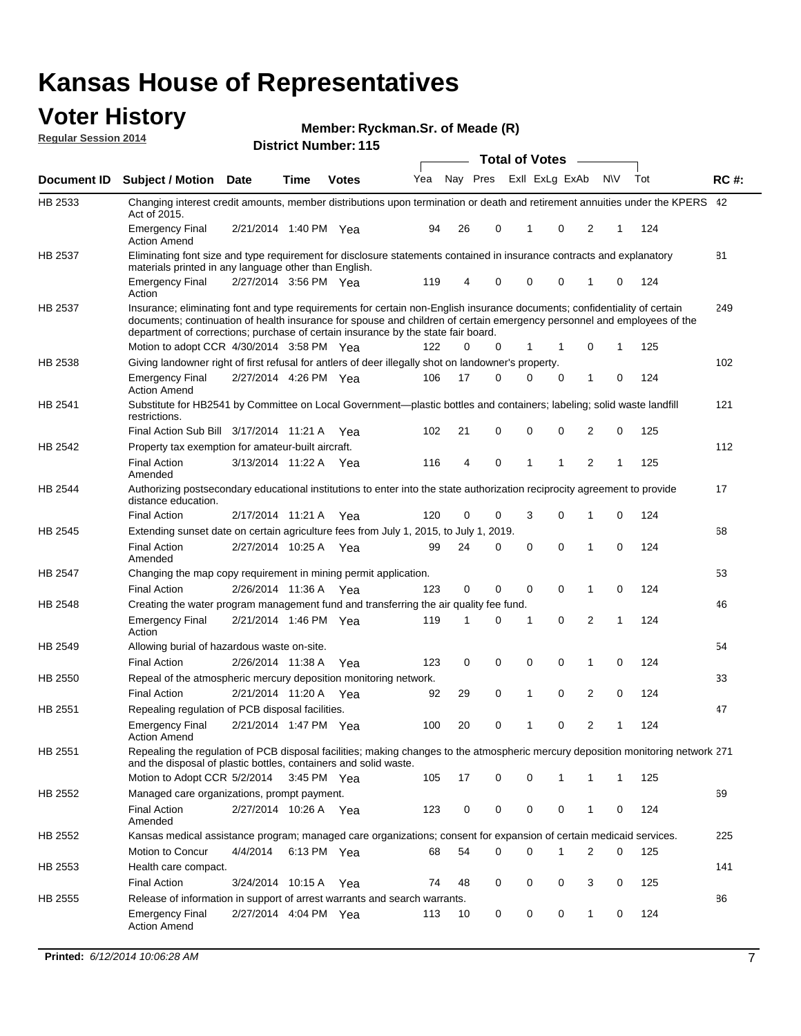# Kansas House of Representatives

## Voter History

**Regular Session 2014**

**Member: Ryckman.Sr. of Meade (R)**

**District Number: 115**

| Document ID | Subject / Motion | Date | Time | Votes | Yea | Nay | Pres | ExII | ExLg | ExAb | N\V | Tot | RC #: |
|---|---|---|---|---|---|---|---|---|---|---|---|---|---|
| HB 2533 | Changing interest credit amounts, member distributions upon termination or death and retirement annuities under the KPERS Act of 2015. | | | | | | | | | | | | 42 |
| | Emergency Final Action Amend | 2/21/2014 | 1:40 PM | Yea | 94 | 26 | 0 | 1 | 0 | 2 | 1 | 124 | |
| HB 2537 | Eliminating font size and type requirement for disclosure statements contained in insurance contracts and explanatory materials printed in any language other than English. | | | | | | | | | | | | 81 |
| | Emergency Final Action | 2/27/2014 | 3:56 PM | Yea | 119 | 4 | 0 | 0 | 0 | 1 | 0 | 124 | |
| HB 2537 | Insurance; eliminating font and type requirements for certain non-English insurance documents; confidentiality of certain documents; continuation of health insurance for spouse and children of certain emergency personnel and employees of the department of corrections; purchase of certain insurance by the state fair board. | | | | | | | | | | | | 249 |
| | Motion to adopt CCR | 4/30/2014 | 3:58 PM | Yea | 122 | 0 | 0 | 1 | 1 | 0 | 1 | 125 | |
| HB 2538 | Giving landowner right of first refusal for antlers of deer illegally shot on landowner's property. | | | | | | | | | | | | 102 |
| | Emergency Final Action Amend | 2/27/2014 | 4:26 PM | Yea | 106 | 17 | 0 | 0 | 0 | 1 | 0 | 124 | |
| HB 2541 | Substitute for HB2541 by Committee on Local Government—plastic bottles and containers; labeling; solid waste landfill restrictions. | | | | | | | | | | | | 121 |
| | Final Action Sub Bill | 3/17/2014 | 11:21 A | Yea | 102 | 21 | 0 | 0 | 0 | 2 | 0 | 125 | |
| HB 2542 | Property tax exemption for amateur-built aircraft. | | | | | | | | | | | | 112 |
| | Final Action Amended | 3/13/2014 | 11:22 A | Yea | 116 | 4 | 0 | 1 | 1 | 2 | 1 | 125 | |
| HB 2544 | Authorizing postsecondary educational institutions to enter into the state authorization reciprocity agreement to provide distance education. | | | | | | | | | | | | 17 |
| | Final Action | 2/17/2014 | 11:21 A | Yea | 120 | 0 | 0 | 3 | 0 | 1 | 0 | 124 | |
| HB 2545 | Extending sunset date on certain agriculture fees from July 1, 2015, to July 1, 2019. | | | | | | | | | | | | 68 |
| | Final Action Amended | 2/27/2014 | 10:25 A | Yea | 99 | 24 | 0 | 0 | 0 | 1 | 0 | 124 | |
| HB 2547 | Changing the map copy requirement in mining permit application. | | | | | | | | | | | | 53 |
| | Final Action | 2/26/2014 | 11:36 A | Yea | 123 | 0 | 0 | 0 | 0 | 1 | 0 | 124 | |
| HB 2548 | Creating the water program management fund and transferring the air quality fee fund. | | | | | | | | | | | | 46 |
| | Emergency Final Action | 2/21/2014 | 1:46 PM | Yea | 119 | 1 | 0 | 1 | 0 | 2 | 1 | 124 | |
| HB 2549 | Allowing burial of hazardous waste on-site. | | | | | | | | | | | | 54 |
| | Final Action | 2/26/2014 | 11:38 A | Yea | 123 | 0 | 0 | 0 | 0 | 1 | 0 | 124 | |
| HB 2550 | Repeal of the atmospheric mercury deposition monitoring network. | | | | | | | | | | | | 33 |
| | Final Action | 2/21/2014 | 11:20 A | Yea | 92 | 29 | 0 | 1 | 0 | 2 | 0 | 124 | |
| HB 2551 | Repealing regulation of PCB disposal facilities. | | | | | | | | | | | | 47 |
| | Emergency Final Action Amend | 2/21/2014 | 1:47 PM | Yea | 100 | 20 | 0 | 1 | 0 | 2 | 1 | 124 | |
| HB 2551 | Repealing the regulation of PCB disposal facilities; making changes to the atmospheric mercury deposition monitoring network and the disposal of plastic bottles, containers and solid waste. | | | | | | | | | | | | 271 |
| | Motion to Adopt CCR | 5/2/2014 | 3:45 PM | Yea | 105 | 17 | 0 | 0 | 1 | 1 | 1 | 125 | |
| HB 2552 | Managed care organizations, prompt payment. | | | | | | | | | | | | 69 |
| | Final Action Amended | 2/27/2014 | 10:26 A | Yea | 123 | 0 | 0 | 0 | 0 | 1 | 0 | 124 | |
| HB 2552 | Kansas medical assistance program; managed care organizations; consent for expansion of certain medicaid services. | | | | | | | | | | | | 225 |
| | Motion to Concur | 4/4/2014 | 6:13 PM | Yea | 68 | 54 | 0 | 0 | 1 | 2 | 0 | 125 | |
| HB 2553 | Health care compact. | | | | | | | | | | | | 141 |
| | Final Action | 3/24/2014 | 10:15 A | Yea | 74 | 48 | 0 | 0 | 0 | 3 | 0 | 125 | |
| HB 2555 | Release of information in support of arrest warrants and search warrants. | | | | | | | | | | | | 86 |
| | Emergency Final Action Amend | 2/27/2014 | 4:04 PM | Yea | 113 | 10 | 0 | 0 | 0 | 1 | 0 | 124 | |

**Printed:** *6/12/2014 10:06:28 AM*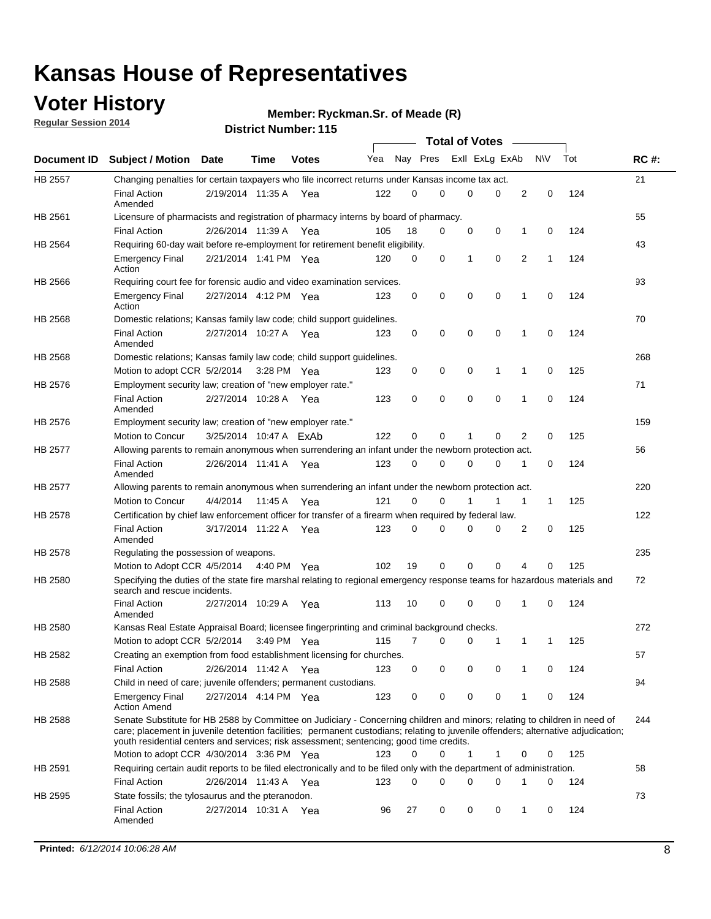# Kansas House of Representatives

## Voter History

**Regular Session 2014**

**Member: Ryckman.Sr. of Meade (R)**

**District Number: 115**

| Document ID | Subject / Motion | Date | Time | Votes | Yea | Nay | Pres | ExII | ExLg | ExAb | N\V | Tot | RC #: |
|---|---|---|---|---|---|---|---|---|---|---|---|---|---|
| HB 2557 | Changing penalties for certain taxpayers who file incorrect returns under Kansas income tax act. | | | | | | | | | | | | 21 |
| | Final Action Amended | 2/19/2014 | 11:35 A | Yea | 122 | 0 | 0 | 0 | 0 | 2 | 0 | 124 | |
| HB 2561 | Licensure of pharmacists and registration of pharmacy interns by board of pharmacy. | | | | | | | | | | | | 55 |
| | Final Action | 2/26/2014 | 11:39 A | Yea | 105 | 18 | 0 | 0 | 0 | 1 | 0 | 124 | |
| HB 2564 | Requiring 60-day wait before re-employment for retirement benefit eligibility. | | | | | | | | | | | | 43 |
| | Emergency Final Action | 2/21/2014 | 1:41 PM | Yea | 120 | 0 | 0 | 1 | 0 | 2 | 1 | 124 | |
| HB 2566 | Requiring court fee for forensic audio and video examination services. | | | | | | | | | | | | 93 |
| | Emergency Final Action | 2/27/2014 | 4:12 PM | Yea | 123 | 0 | 0 | 0 | 0 | 1 | 0 | 124 | |
| HB 2568 | Domestic relations; Kansas family law code; child support guidelines. | | | | | | | | | | | | 70 |
| | Final Action Amended | 2/27/2014 | 10:27 A | Yea | 123 | 0 | 0 | 0 | 0 | 1 | 0 | 124 | |
| HB 2568 | Domestic relations; Kansas family law code; child support guidelines. | | | | | | | | | | | | 268 |
| | Motion to adopt CCR | 5/2/2014 | 3:28 PM | Yea | 123 | 0 | 0 | 0 | 1 | 1 | 0 | 125 | |
| HB 2576 | Employment security law; creation of "new employer rate." | | | | | | | | | | | | 71 |
| | Final Action Amended | 2/27/2014 | 10:28 A | Yea | 123 | 0 | 0 | 0 | 0 | 1 | 0 | 124 | |
| HB 2576 | Employment security law; creation of "new employer rate." | | | | | | | | | | | | 159 |
| | Motion to Concur | 3/25/2014 | 10:47 A | ExAb | 122 | 0 | 0 | 1 | 0 | 2 | 0 | 125 | |
| HB 2577 | Allowing parents to remain anonymous when surrendering an infant under the newborn protection act. | | | | | | | | | | | | 56 |
| | Final Action Amended | 2/26/2014 | 11:41 A | Yea | 123 | 0 | 0 | 0 | 0 | 1 | 0 | 124 | |
| HB 2577 | Allowing parents to remain anonymous when surrendering an infant under the newborn protection act. | | | | | | | | | | | | 220 |
| | Motion to Concur | 4/4/2014 | 11:45 A | Yea | 121 | 0 | 0 | 1 | 1 | 1 | 1 | 125 | |
| HB 2578 | Certification by chief law enforcement officer for transfer of a firearm when required by federal law. | | | | | | | | | | | | 122 |
| | Final Action Amended | 3/17/2014 | 11:22 A | Yea | 123 | 0 | 0 | 0 | 0 | 2 | 0 | 125 | |
| HB 2578 | Regulating the possession of weapons. | | | | | | | | | | | | 235 |
| | Motion to Adopt CCR | 4/5/2014 | 4:40 PM | Yea | 102 | 19 | 0 | 0 | 0 | 4 | 0 | 125 | |
| HB 2580 | Specifying the duties of the state fire marshal relating to regional emergency response teams for hazardous materials and search and rescue incidents. | | | | | | | | | | | | 72 |
| | Final Action Amended | 2/27/2014 | 10:29 A | Yea | 113 | 10 | 0 | 0 | 0 | 1 | 0 | 124 | |
| HB 2580 | Kansas Real Estate Appraisal Board; licensee fingerprinting and criminal background checks. | | | | | | | | | | | | 272 |
| | Motion to adopt CCR | 5/2/2014 | 3:49 PM | Yea | 115 | 7 | 0 | 0 | 1 | 1 | 1 | 125 | |
| HB 2582 | Creating an exemption from food establishment licensing for churches. | | | | | | | | | | | | 57 |
| | Final Action | 2/26/2014 | 11:42 A | Yea | 123 | 0 | 0 | 0 | 0 | 1 | 0 | 124 | |
| HB 2588 | Child in need of care; juvenile offenders; permanent custodians. | | | | | | | | | | | | 94 |
| | Emergency Final Action Amend | 2/27/2014 | 4:14 PM | Yea | 123 | 0 | 0 | 0 | 0 | 1 | 0 | 124 | |
| HB 2588 | Senate Substitute for HB 2588 by Committee on Judiciary - Concerning children and minors; relating to children in need of care; placement in juvenile detention facilities; permanent custodians; relating to juvenile offenders; alternative adjudication; youth residential centers and services; risk assessment; sentencing; good time credits. | | | | | | | | | | | | 244 |
| | Motion to adopt CCR | 4/30/2014 | 3:36 PM | Yea | 123 | 0 | 0 | 1 | 1 | 0 | 0 | 125 | |
| HB 2591 | Requiring certain audit reports to be filed electronically and to be filed only with the department of administration. | | | | | | | | | | | | 58 |
| | Final Action | 2/26/2014 | 11:43 A | Yea | 123 | 0 | 0 | 0 | 0 | 1 | 0 | 124 | |
| HB 2595 | State fossils; the tylosaurus and the pteranodon. | | | | | | | | | | | | 73 |
| | Final Action Amended | 2/27/2014 | 10:31 A | Yea | 96 | 27 | 0 | 0 | 0 | 1 | 0 | 124 | |

**Printed:** *6/12/2014 10:06:28 AM*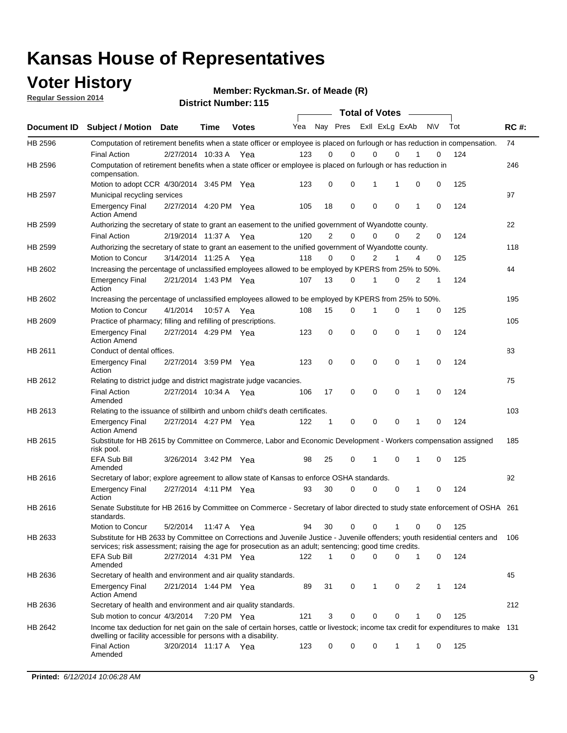# Kansas House of Representatives

## Voter History

**Regular Session 2014**

**Member: Ryckman.Sr. of Meade (R)**

**District Number: 115**

| Document ID | Subject / Motion | Date | Time | Votes | Yea | Nay | Pres | ExII | ExLg | ExAb | N\V | Tot | RC #: |
|---|---|---|---|---|---|---|---|---|---|---|---|---|---|
| HB 2596 | Computation of retirement benefits when a state officer or employee is placed on furlough or has reduction in compensation. | | | | | | | | | | | | 74 |
| | Final Action | 2/27/2014 | 10:33 A | Yea | 123 | 0 | 0 | 0 | 0 | 1 | 0 | 124 | |
| HB 2596 | Computation of retirement benefits when a state officer or employee is placed on furlough or has reduction in compensation. | | | | | | | | | | | | 246 |
| | Motion to adopt CCR | 4/30/2014 | 3:45 PM | Yea | 123 | 0 | 0 | 1 | 1 | 0 | 0 | 125 | |
| HB 2597 | Municipal recycling services | | | | | | | | | | | | 97 |
| | Emergency Final Action Amend | 2/27/2014 | 4:20 PM | Yea | 105 | 18 | 0 | 0 | 0 | 1 | 0 | 124 | |
| HB 2599 | Authorizing the secretary of state to grant an easement to the unified government of Wyandotte county. | | | | | | | | | | | | 22 |
| | Final Action | 2/19/2014 | 11:37 A | Yea | 120 | 2 | 0 | 0 | 0 | 2 | 0 | 124 | |
| HB 2599 | Authorizing the secretary of state to grant an easement to the unified government of Wyandotte county. | | | | | | | | | | | | 118 |
| | Motion to Concur | 3/14/2014 | 11:25 A | Yea | 118 | 0 | 0 | 2 | 1 | 4 | 0 | 125 | |
| HB 2602 | Increasing the percentage of unclassified employees allowed to be employed by KPERS from 25% to 50%. | | | | | | | | | | | | 44 |
| | Emergency Final Action | 2/21/2014 | 1:43 PM | Yea | 107 | 13 | 0 | 1 | 0 | 2 | 1 | 124 | |
| HB 2602 | Increasing the percentage of unclassified employees allowed to be employed by KPERS from 25% to 50%. | | | | | | | | | | | | 195 |
| | Motion to Concur | 4/1/2014 | 10:57 A | Yea | 108 | 15 | 0 | 1 | 0 | 1 | 0 | 125 | |
| HB 2609 | Practice of pharmacy; filling and refilling of prescriptions. | | | | | | | | | | | | 105 |
| | Emergency Final Action Amend | 2/27/2014 | 4:29 PM | Yea | 123 | 0 | 0 | 0 | 0 | 1 | 0 | 124 | |
| HB 2611 | Conduct of dental offices. | | | | | | | | | | | | 83 |
| | Emergency Final Action | 2/27/2014 | 3:59 PM | Yea | 123 | 0 | 0 | 0 | 0 | 1 | 0 | 124 | |
| HB 2612 | Relating to district judge and district magistrate judge vacancies. | | | | | | | | | | | | 75 |
| | Final Action Amended | 2/27/2014 | 10:34 A | Yea | 106 | 17 | 0 | 0 | 0 | 1 | 0 | 124 | |
| HB 2613 | Relating to the issuance of stillbirth and unborn child's death certificates. | | | | | | | | | | | | 103 |
| | Emergency Final Action Amend | 2/27/2014 | 4:27 PM | Yea | 122 | 1 | 0 | 0 | 0 | 1 | 0 | 124 | |
| HB 2615 | Substitute for HB 2615 by Committee on Commerce, Labor and Economic Development - Workers compensation assigned risk pool. | | | | | | | | | | | | 185 |
| | EFA Sub Bill Amended | 3/26/2014 | 3:42 PM | Yea | 98 | 25 | 0 | 1 | 0 | 1 | 0 | 125 | |
| HB 2616 | Secretary of labor; explore agreement to allow state of Kansas to enforce OSHA standards. | | | | | | | | | | | | 92 |
| | Emergency Final Action | 2/27/2014 | 4:11 PM | Yea | 93 | 30 | 0 | 0 | 0 | 1 | 0 | 124 | |
| HB 2616 | Senate Substitute for HB 2616 by Committee on Commerce - Secretary of labor directed to study state enforcement of OSHA standards. | | | | | | | | | | | | 261 |
| | Motion to Concur | 5/2/2014 | 11:47 A | Yea | 94 | 30 | 0 | 0 | 1 | 0 | 0 | 125 | |
| HB 2633 | Substitute for HB 2633 by Committee on Corrections and Juvenile Justice - Juvenile offenders; youth residential centers and services; risk assessment; raising the age for prosecution as an adult; sentencing; good time credits. | | | | | | | | | | | | 106 |
| | EFA Sub Bill Amended | 2/27/2014 | 4:31 PM | Yea | 122 | 1 | 0 | 0 | 0 | 1 | 0 | 124 | |
| HB 2636 | Secretary of health and environment and air quality standards. | | | | | | | | | | | | 45 |
| | Emergency Final Action Amend | 2/21/2014 | 1:44 PM | Yea | 89 | 31 | 0 | 1 | 0 | 2 | 1 | 124 | |
| HB 2636 | Secretary of health and environment and air quality standards. | | | | | | | | | | | | 212 |
| | Sub motion to concur | 4/3/2014 | 7:20 PM | Yea | 121 | 3 | 0 | 0 | 0 | 1 | 0 | 125 | |
| HB 2642 | Income tax deduction for net gain on the sale of certain horses, cattle or livestock; income tax credit for expenditures to make dwelling or facility accessible for persons with a disability. | | | | | | | | | | | | 131 |
| | Final Action Amended | 3/20/2014 | 11:17 A | Yea | 123 | 0 | 0 | 0 | 1 | 1 | 0 | 125 | |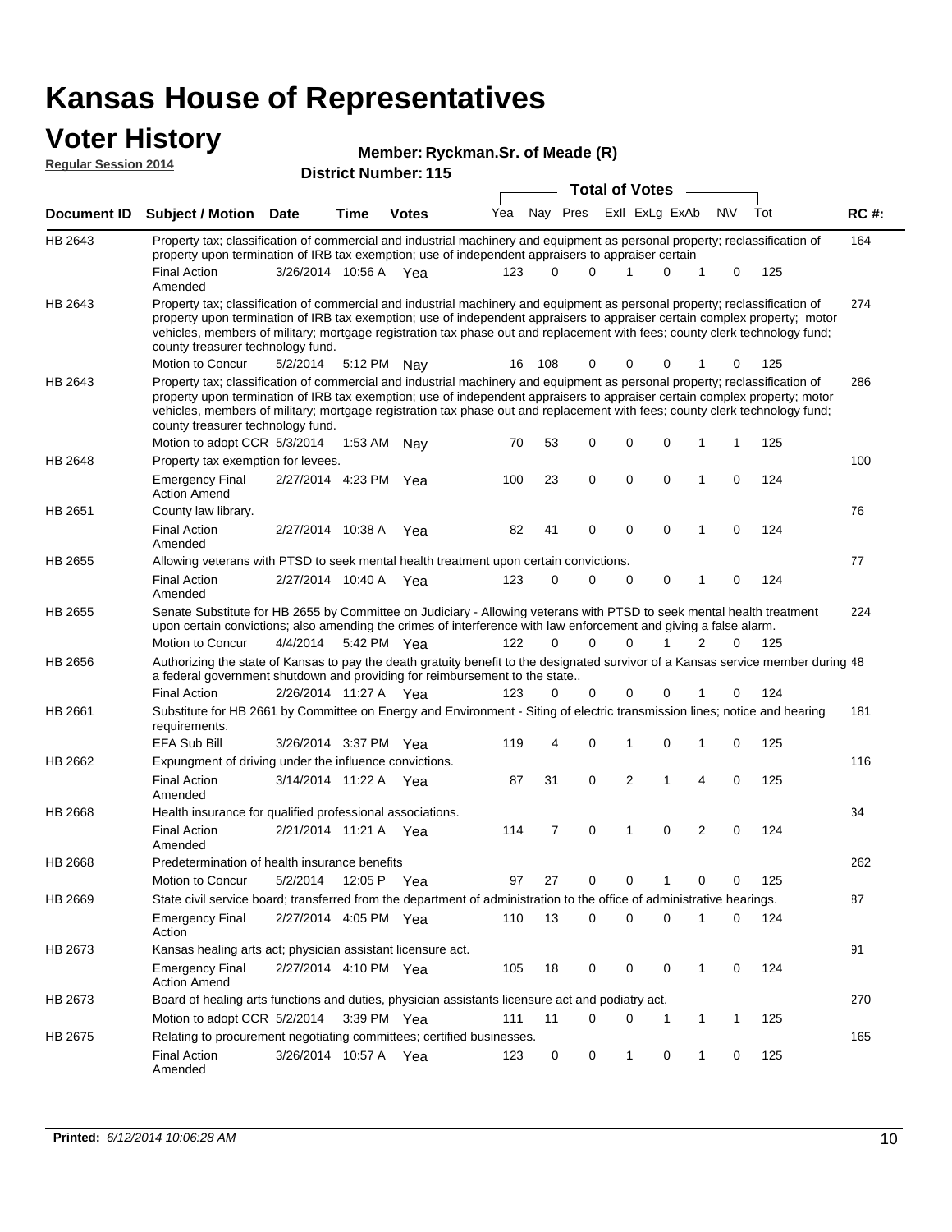# Kansas House of Representatives

## Voter History

**Regular Session 2014**

**Member: Ryckman.Sr. of Meade (R)**

**District Number: 115**

| Document ID | Subject / Motion | Date | Time | Votes | Yea | Nay | Pres | ExlI | ExLg | ExAb | N\V | Tot | RC #: |
|---|---|---|---|---|---|---|---|---|---|---|---|---|---|
| HB 2643 | Property tax; classification of commercial and industrial machinery and equipment as personal property; reclassification of property upon termination of IRB tax exemption; use of independent appraisers to appraiser certain | | | | | | | | | | | | 164 |
| | Final Action Amended | 3/26/2014 | 10:56 A | Yea | 123 | 0 | 0 | 1 | 0 | 1 | 0 | 125 | |
| HB 2643 | Property tax; classification of commercial and industrial machinery and equipment as personal property; reclassification of property upon termination of IRB tax exemption; use of independent appraisers to appraiser certain complex property; motor vehicles, members of military; mortgage registration tax phase out and replacement with fees; county clerk technology fund; county treasurer technology fund. | | | | | | | | | | | | 274 |
| | Motion to Concur | 5/2/2014 | 5:12 PM | Nay | 16 | 108 | 0 | 0 | 0 | 1 | 0 | 125 | |
| HB 2643 | Property tax; classification of commercial and industrial machinery and equipment as personal property; reclassification of property upon termination of IRB tax exemption; use of independent appraisers to appraiser certain complex property; motor vehicles, members of military; mortgage registration tax phase out and replacement with fees; county clerk technology fund; county treasurer technology fund. | | | | | | | | | | | | 286 |
| | Motion to adopt CCR | 5/3/2014 | 1:53 AM | Nay | 70 | 53 | 0 | 0 | 0 | 1 | 1 | 125 | |
| HB 2648 | Property tax exemption for levees. | | | | | | | | | | | | 100 |
| | Emergency Final Action Amend | 2/27/2014 | 4:23 PM | Yea | 100 | 23 | 0 | 0 | 0 | 1 | 0 | 124 | |
| HB 2651 | County law library. | | | | | | | | | | | | 76 |
| | Final Action Amended | 2/27/2014 | 10:38 A | Yea | 82 | 41 | 0 | 0 | 0 | 1 | 0 | 124 | |
| HB 2655 | Allowing veterans with PTSD to seek mental health treatment upon certain convictions. | | | | | | | | | | | | 77 |
| | Final Action Amended | 2/27/2014 | 10:40 A | Yea | 123 | 0 | 0 | 0 | 0 | 1 | 0 | 124 | |
| HB 2655 | Senate Substitute for HB 2655 by Committee on Judiciary - Allowing veterans with PTSD to seek mental health treatment upon certain convictions; also amending the crimes of interference with law enforcement and giving a false alarm. | | | | | | | | | | | | 224 |
| | Motion to Concur | 4/4/2014 | 5:42 PM | Yea | 122 | 0 | 0 | 0 | 1 | 2 | 0 | 125 | |
| HB 2656 | Authorizing the state of Kansas to pay the death gratuity benefit to the designated survivor of a Kansas service member during a federal government shutdown and providing for reimbursement to the state.. | | | | | | | | | | | | 48 |
| | Final Action | 2/26/2014 | 11:27 A | Yea | 123 | 0 | 0 | 0 | 0 | 1 | 0 | 124 | |
| HB 2661 | Substitute for HB 2661 by Committee on Energy and Environment - Siting of electric transmission lines; notice and hearing requirements. | | | | | | | | | | | | 181 |
| | EFA Sub Bill | 3/26/2014 | 3:37 PM | Yea | 119 | 4 | 0 | 1 | 0 | 1 | 0 | 125 | |
| HB 2662 | Expungment of driving under the influence convictions. | | | | | | | | | | | | 116 |
| | Final Action Amended | 3/14/2014 | 11:22 A | Yea | 87 | 31 | 0 | 2 | 1 | 4 | 0 | 125 | |
| HB 2668 | Health insurance for qualified professional associations. | | | | | | | | | | | | 34 |
| | Final Action Amended | 2/21/2014 | 11:21 A | Yea | 114 | 7 | 0 | 1 | 0 | 2 | 0 | 124 | |
| HB 2668 | Predetermination of health insurance benefits | | | | | | | | | | | | 262 |
| | Motion to Concur | 5/2/2014 | 12:05 P | Yea | 97 | 27 | 0 | 0 | 1 | 0 | 0 | 125 | |
| HB 2669 | State civil service board; transferred from the department of administration to the office of administrative hearings. | | | | | | | | | | | | 87 |
| | Emergency Final Action | 2/27/2014 | 4:05 PM | Yea | 110 | 13 | 0 | 0 | 0 | 1 | 0 | 124 | |
| HB 2673 | Kansas healing arts act; physician assistant licensure act. | | | | | | | | | | | | 91 |
| | Emergency Final Action Amend | 2/27/2014 | 4:10 PM | Yea | 105 | 18 | 0 | 0 | 0 | 1 | 0 | 124 | |
| HB 2673 | Board of healing arts functions and duties, physician assistants licensure act and podiatry act. | | | | | | | | | | | | 270 |
| | Motion to adopt CCR | 5/2/2014 | 3:39 PM | Yea | 111 | 11 | 0 | 0 | 1 | 1 | 1 | 125 | |
| HB 2675 | Relating to procurement negotiating committees; certified businesses. | | | | | | | | | | | | 165 |
| | Final Action Amended | 3/26/2014 | 10:57 A | Yea | 123 | 0 | 0 | 1 | 0 | 1 | 0 | 125 | |

**Printed:** *6/12/2014 10:06:28 AM*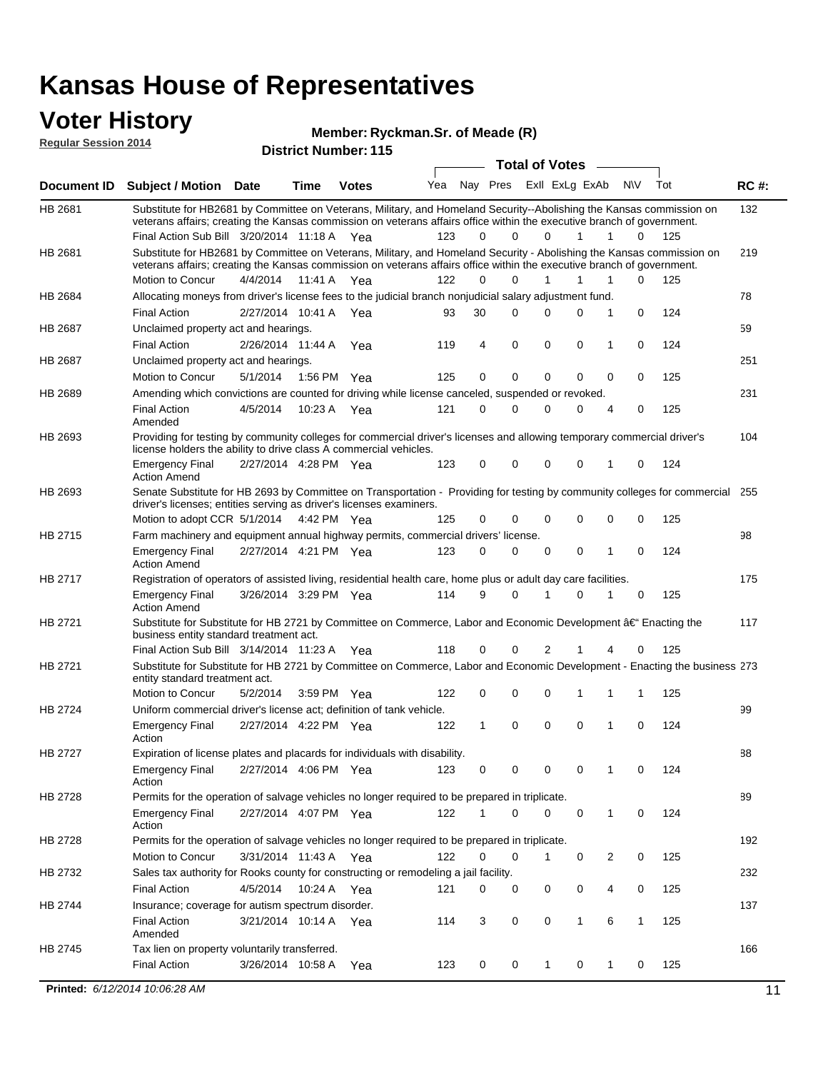# Kansas House of Representatives

## Voter History

**Regular Session 2014**

**Member: Ryckman.Sr. of Meade (R)**

**District Number: 115**

| Document ID | Subject / Motion | Date | Time | Votes | Yea | Nay | Pres | ExII | ExLg | ExAb | N\V | Tot | RC #: |
|---|---|---|---|---|---|---|---|---|---|---|---|---|---|
| HB 2681 | Substitute for HB2681 by Committee on Veterans, Military, and Homeland Security--Abolishing the Kansas commission on veterans affairs; creating the Kansas commission on veterans affairs office within the executive branch of government. | | | | | | | | | | | | 132 |
| | Final Action Sub Bill | 3/20/2014 | 11:18 A | Yea | 123 | 0 | 0 | 0 | 1 | 1 | 0 | 125 | |
| HB 2681 | Substitute for HB2681 by Committee on Veterans, Military, and Homeland Security - Abolishing the Kansas commission on veterans affairs; creating the Kansas commission on veterans affairs office within the executive branch of government. | | | | | | | | | | | | 219 |
| | Motion to Concur | 4/4/2014 | 11:41 A | Yea | 122 | 0 | 0 | 1 | 1 | 1 | 0 | 125 | |
| HB 2684 | Allocating moneys from driver's license fees to the judicial branch nonjudicial salary adjustment fund. | | | | | | | | | | | | 78 |
| | Final Action | 2/27/2014 | 10:41 A | Yea | 93 | 30 | 0 | 0 | 0 | 1 | 0 | 124 | |
| HB 2687 | Unclaimed property act and hearings. | | | | | | | | | | | | 59 |
| | Final Action | 2/26/2014 | 11:44 A | Yea | 119 | 4 | 0 | 0 | 0 | 1 | 0 | 124 | |
| HB 2687 | Unclaimed property act and hearings. | | | | | | | | | | | | 251 |
| | Motion to Concur | 5/1/2014 | 1:56 PM | Yea | 125 | 0 | 0 | 0 | 0 | 0 | 0 | 125 | |
| HB 2689 | Amending which convictions are counted for driving while license canceled, suspended or revoked. | | | | | | | | | | | | 231 |
| | Final Action Amended | 4/5/2014 | 10:23 A | Yea | 121 | 0 | 0 | 0 | 0 | 4 | 0 | 125 | |
| HB 2693 | Providing for testing by community colleges for commercial driver's licenses and allowing temporary commercial driver's license holders the ability to drive class A commercial vehicles. | | | | | | | | | | | | 104 |
| | Emergency Final Action Amend | 2/27/2014 | 4:28 PM | Yea | 123 | 0 | 0 | 0 | 0 | 1 | 0 | 124 | |
| HB 2693 | Senate Substitute for HB 2693 by Committee on Transportation - Providing for testing by community colleges for commercial driver's licenses; entities serving as driver's licenses examiners. | | | | | | | | | | | | 255 |
| | Motion to adopt CCR | 5/1/2014 | 4:42 PM | Yea | 125 | 0 | 0 | 0 | 0 | 0 | 0 | 125 | |
| HB 2715 | Farm machinery and equipment annual highway permits, commercial drivers' license. | | | | | | | | | | | | 98 |
| | Emergency Final Action Amend | 2/27/2014 | 4:21 PM | Yea | 123 | 0 | 0 | 0 | 0 | 1 | 0 | 124 | |
| HB 2717 | Registration of operators of assisted living, residential health care, home plus or adult day care facilities. | | | | | | | | | | | | 175 |
| | Emergency Final Action Amend | 3/26/2014 | 3:29 PM | Yea | 114 | 9 | 0 | 1 | 0 | 1 | 0 | 125 | |
| HB 2721 | Substitute for Substitute for HB 2721 by Committee on Commerce, Labor and Economic Development â€“ Enacting the business entity standard treatment act. | | | | | | | | | | | | 117 |
| | Final Action Sub Bill | 3/14/2014 | 11:23 A | Yea | 118 | 0 | 0 | 2 | 1 | 4 | 0 | 125 | |
| HB 2721 | Substitute for Substitute for HB 2721 by Committee on Commerce, Labor and Economic Development - Enacting the business entity standard treatment act. | | | | | | | | | | | | 273 |
| | Motion to Concur | 5/2/2014 | 3:59 PM | Yea | 122 | 0 | 0 | 0 | 1 | 1 | 1 | 125 | |
| HB 2724 | Uniform commercial driver's license act; definition of tank vehicle. | | | | | | | | | | | | 99 |
| | Emergency Final Action | 2/27/2014 | 4:22 PM | Yea | 122 | 1 | 0 | 0 | 0 | 1 | 0 | 124 | |
| HB 2727 | Expiration of license plates and placards for individuals with disability. | | | | | | | | | | | | 88 |
| | Emergency Final Action | 2/27/2014 | 4:06 PM | Yea | 123 | 0 | 0 | 0 | 0 | 1 | 0 | 124 | |
| HB 2728 | Permits for the operation of salvage vehicles no longer required to be prepared in triplicate. | | | | | | | | | | | | 89 |
| | Emergency Final Action | 2/27/2014 | 4:07 PM | Yea | 122 | 1 | 0 | 0 | 0 | 1 | 0 | 124 | |
| HB 2728 | Permits for the operation of salvage vehicles no longer required to be prepared in triplicate. | | | | | | | | | | | | 192 |
| | Motion to Concur | 3/31/2014 | 11:43 A | Yea | 122 | 0 | 0 | 1 | 0 | 2 | 0 | 125 | |
| HB 2732 | Sales tax authority for Rooks county for constructing or remodeling a jail facility. | | | | | | | | | | | | 232 |
| | Final Action | 4/5/2014 | 10:24 A | Yea | 121 | 0 | 0 | 0 | 0 | 4 | 0 | 125 | |
| HB 2744 | Insurance; coverage for autism spectrum disorder. | | | | | | | | | | | | 137 |
| | Final Action Amended | 3/21/2014 | 10:14 A | Yea | 114 | 3 | 0 | 0 | 1 | 6 | 1 | 125 | |
| HB 2745 | Tax lien on property voluntarily transferred. | | | | | | | | | | | | 166 |
| | Final Action | 3/26/2014 | 10:58 A | Yea | 123 | 0 | 0 | 1 | 0 | 1 | 0 | 125 | |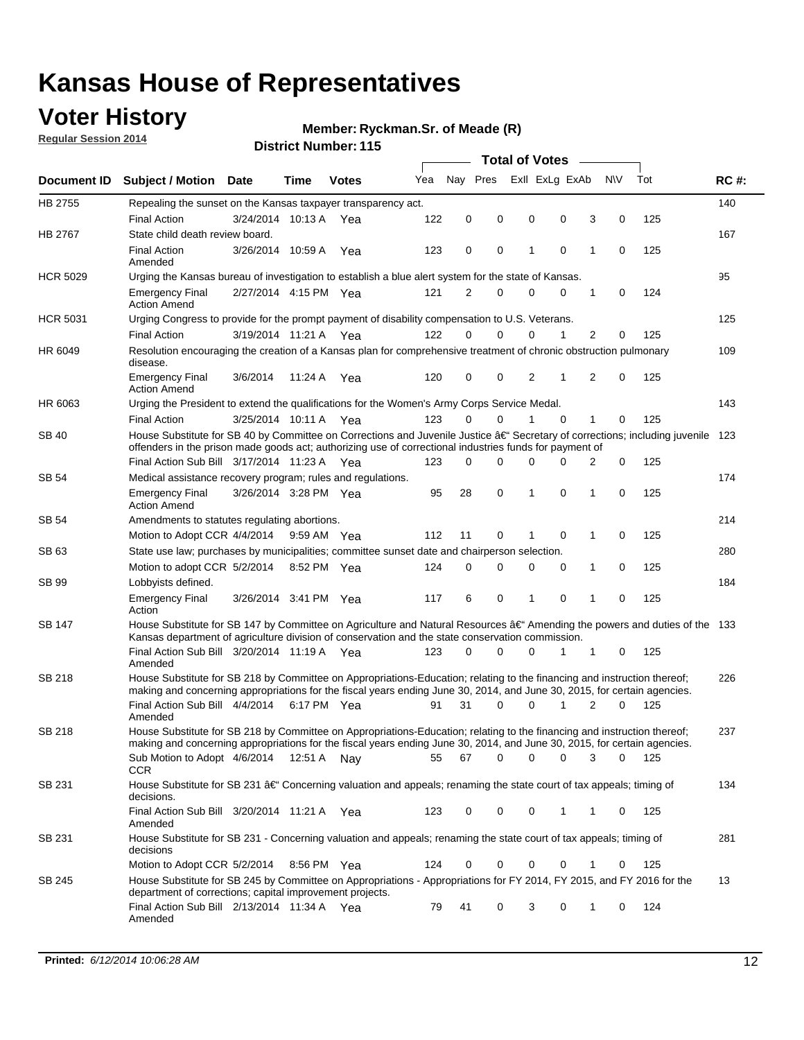# Kansas House of Representatives

## Voter History

**Regular Session 2014**

**Member: Ryckman.Sr. of Meade (R)**

**District Number: 115**

| Document ID | Subject / Motion | Date | Time | Votes | Yea | Nay | Pres | ExII | ExLg | ExAb | N\V | Tot | RC #: |
|---|---|---|---|---|---|---|---|---|---|---|---|---|---|
| HB 2755 | Repealing the sunset on the Kansas taxpayer transparency act. | | | | | | | | | | | | 140 |
| | Final Action | 3/24/2014 | 10:13 A | Yea | 122 | 0 | 0 | 0 | 0 | 3 | 0 | 125 | |
| HB 2767 | State child death review board. | | | | | | | | | | | | 167 |
| | Final Action Amended | 3/26/2014 | 10:59 A | Yea | 123 | 0 | 0 | 1 | 0 | 1 | 0 | 125 | |
| HCR 5029 | Urging the Kansas bureau of investigation to establish a blue alert system for the state of Kansas. | | | | | | | | | | | | 95 |
| | Emergency Final Action Amend | 2/27/2014 | 4:15 PM | Yea | 121 | 2 | 0 | 0 | 0 | 1 | 0 | 124 | |
| HCR 5031 | Urging Congress to provide for the prompt payment of disability compensation to U.S. Veterans. | | | | | | | | | | | | 125 |
| | Final Action | 3/19/2014 | 11:21 A | Yea | 122 | 0 | 0 | 0 | 1 | 2 | 0 | 125 | |
| HR 6049 | Resolution encouraging the creation of a Kansas plan for comprehensive treatment of chronic obstruction pulmonary disease. | | | | | | | | | | | | 109 |
| | Emergency Final Action Amend | 3/6/2014 | 11:24 A | Yea | 120 | 0 | 0 | 2 | 1 | 2 | 0 | 125 | |
| HR 6063 | Urging the President to extend the qualifications for the Women's Army Corps Service Medal. | | | | | | | | | | | | 143 |
| | Final Action | 3/25/2014 | 10:11 A | Yea | 123 | 0 | 0 | 1 | 0 | 1 | 0 | 125 | |
| SB 40 | House Substitute for SB 40 by Committee on Corrections and Juvenile Justice â€" Secretary of corrections; including juvenile offenders in the prison made goods act; authorizing use of correctional industries funds for payment of | | | | | | | | | | | | 123 |
| | Final Action Sub Bill | 3/17/2014 | 11:23 A | Yea | 123 | 0 | 0 | 0 | 0 | 2 | 0 | 125 | |
| SB 54 | Medical assistance recovery program; rules and regulations. | | | | | | | | | | | | 174 |
| | Emergency Final Action Amend | 3/26/2014 | 3:28 PM | Yea | 95 | 28 | 0 | 1 | 0 | 1 | 0 | 125 | |
| SB 54 | Amendments to statutes regulating abortions. | | | | | | | | | | | | 214 |
| | Motion to Adopt CCR | 4/4/2014 | 9:59 AM | Yea | 112 | 11 | 0 | 1 | 0 | 1 | 0 | 125 | |
| SB 63 | State use law; purchases by municipalities; committee sunset date and chairperson selection. | | | | | | | | | | | | 280 |
| | Motion to adopt CCR | 5/2/2014 | 8:52 PM | Yea | 124 | 0 | 0 | 0 | 0 | 1 | 0 | 125 | |
| SB 99 | Lobbyists defined. | | | | | | | | | | | | 184 |
| | Emergency Final Action | 3/26/2014 | 3:41 PM | Yea | 117 | 6 | 0 | 1 | 0 | 1 | 0 | 125 | |
| SB 147 | House Substitute for SB 147 by Committee on Agriculture and Natural Resources â€" Amending the powers and duties of the Kansas department of agriculture division of conservation and the state conservation commission. | | | | | | | | | | | | 133 |
| | Final Action Sub Bill Amended | 3/20/2014 | 11:19 A | Yea | 123 | 0 | 0 | 0 | 1 | 1 | 0 | 125 | |
| SB 218 | House Substitute for SB 218 by Committee on Appropriations-Education; relating to the financing and instruction thereof; making and concerning appropriations for the fiscal years ending June 30, 2014, and June 30, 2015, for certain agencies. | | | | | | | | | | | | 226 |
| | Final Action Sub Bill Amended | 4/4/2014 | 6:17 PM | Yea | 91 | 31 | 0 | 0 | 1 | 2 | 0 | 125 | |
| SB 218 | House Substitute for SB 218 by Committee on Appropriations-Education; relating to the financing and instruction thereof; making and concerning appropriations for the fiscal years ending June 30, 2014, and June 30, 2015, for certain agencies. | | | | | | | | | | | | 237 |
| | Sub Motion to Adopt CCR | 4/6/2014 | 12:51 A | Nay | 55 | 67 | 0 | 0 | 0 | 3 | 0 | 125 | |
| SB 231 | House Substitute for SB 231 â€" Concerning valuation and appeals; renaming the state court of tax appeals; timing of decisions. | | | | | | | | | | | | 134 |
| | Final Action Sub Bill Amended | 3/20/2014 | 11:21 A | Yea | 123 | 0 | 0 | 0 | 1 | 1 | 0 | 125 | |
| SB 231 | House Substitute for SB 231 - Concerning valuation and appeals; renaming the state court of tax appeals; timing of decisions | | | | | | | | | | | | 281 |
| | Motion to Adopt CCR | 5/2/2014 | 8:56 PM | Yea | 124 | 0 | 0 | 0 | 0 | 1 | 0 | 125 | |
| SB 245 | House Substitute for SB 245 by Committee on Appropriations - Appropriations for FY 2014, FY 2015, and FY 2016 for the department of corrections; capital improvement projects. | | | | | | | | | | | | 13 |
| | Final Action Sub Bill Amended | 2/13/2014 | 11:34 A | Yea | 79 | 41 | 0 | 3 | 0 | 1 | 0 | 124 | |

**Printed:** *6/12/2014 10:06:28 AM*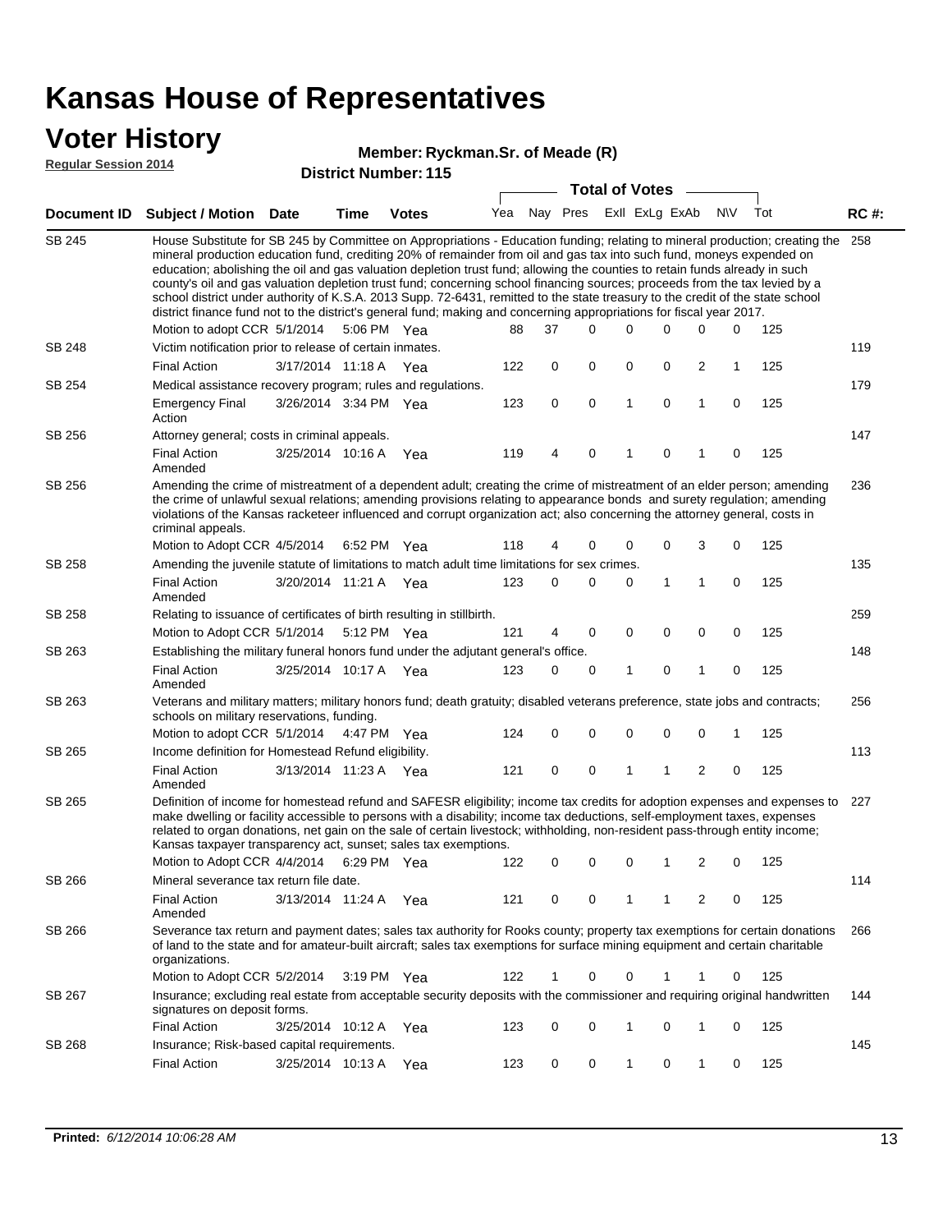# Kansas House of Representatives

## Voter History

**Regular Session 2014**

**Member: Ryckman.Sr. of Meade (R)**

**District Number: 115**

| Document ID | Subject / Motion | Date | Time | Votes | Yea | Nay | Pres | ExII | ExLg | ExAb | N\V | Tot | RC #: |
|---|---|---|---|---|---|---|---|---|---|---|---|---|---|
| SB 245 | House Substitute for SB 245 by Committee on Appropriations - Education funding; relating to mineral production; creating the mineral production education fund, crediting 20% of remainder from oil and gas tax into such fund, moneys expended on education; abolishing the oil and gas valuation depletion trust fund; allowing the counties to retain funds already in such county's oil and gas valuation depletion trust fund; concerning school financing sources; proceeds from the tax levied by a school district under authority of K.S.A. 2013 Supp. 72-6431, remitted to the state treasury to the credit of the state school district finance fund not to the district's general fund; making and concerning appropriations for fiscal year 2017. | | | | | | | | | | | | 258 |
| | Motion to adopt CCR | 5/1/2014 | 5:06 PM | Yea | 88 | 37 | 0 | 0 | 0 | 0 | 0 | 125 | |
| SB 248 | Victim notification prior to release of certain inmates. | | | | | | | | | | | | 119 |
| | Final Action | 3/17/2014 | 11:18 A | Yea | 122 | 0 | 0 | 0 | 0 | 2 | 1 | 125 | |
| SB 254 | Medical assistance recovery program; rules and regulations. | | | | | | | | | | | | 179 |
| | Emergency Final Action | 3/26/2014 | 3:34 PM | Yea | 123 | 0 | 0 | 1 | 0 | 1 | 0 | 125 | |
| SB 256 | Attorney general; costs in criminal appeals. | | | | | | | | | | | | 147 |
| | Final Action Amended | 3/25/2014 | 10:16 A | Yea | 119 | 4 | 0 | 1 | 0 | 1 | 0 | 125 | |
| SB 256 | Amending the crime of mistreatment of a dependent adult; creating the crime of mistreatment of an elder person; amending the crime of unlawful sexual relations; amending provisions relating to appearance bonds and surety regulation; amending violations of the Kansas racketeer influenced and corrupt organization act; also concerning the attorney general, costs in criminal appeals. | | | | | | | | | | | | 236 |
| | Motion to Adopt CCR | 4/5/2014 | 6:52 PM | Yea | 118 | 4 | 0 | 0 | 0 | 3 | 0 | 125 | |
| SB 258 | Amending the juvenile statute of limitations to match adult time limitations for sex crimes. | | | | | | | | | | | | 135 |
| | Final Action Amended | 3/20/2014 | 11:21 A | Yea | 123 | 0 | 0 | 0 | 1 | 1 | 0 | 125 | |
| SB 258 | Relating to issuance of certificates of birth resulting in stillbirth. | | | | | | | | | | | | 259 |
| | Motion to Adopt CCR | 5/1/2014 | 5:12 PM | Yea | 121 | 4 | 0 | 0 | 0 | 0 | 0 | 125 | |
| SB 263 | Establishing the military funeral honors fund under the adjutant general's office. | | | | | | | | | | | | 148 |
| | Final Action Amended | 3/25/2014 | 10:17 A | Yea | 123 | 0 | 0 | 1 | 0 | 1 | 0 | 125 | |
| SB 263 | Veterans and military matters; military honors fund; death gratuity; disabled veterans preference, state jobs and contracts; schools on military reservations, funding. | | | | | | | | | | | | 256 |
| | Motion to adopt CCR | 5/1/2014 | 4:47 PM | Yea | 124 | 0 | 0 | 0 | 0 | 0 | 1 | 125 | |
| SB 265 | Income definition for Homestead Refund eligibility. | | | | | | | | | | | | 113 |
| | Final Action Amended | 3/13/2014 | 11:23 A | Yea | 121 | 0 | 0 | 1 | 1 | 2 | 0 | 125 | |
| SB 265 | Definition of income for homestead refund and SAFESR eligibility; income tax credits for adoption expenses and expenses to make dwelling or facility accessible to persons with a disability; income tax deductions, self-employment taxes, expenses related to organ donations, net gain on the sale of certain livestock; withholding, non-resident pass-through entity income; Kansas taxpayer transparency act, sunset; sales tax exemptions. | | | | | | | | | | | | 227 |
| | Motion to Adopt CCR | 4/4/2014 | 6:29 PM | Yea | 122 | 0 | 0 | 0 | 1 | 2 | 0 | 125 | |
| SB 266 | Mineral severance tax return file date. | | | | | | | | | | | | 114 |
| | Final Action Amended | 3/13/2014 | 11:24 A | Yea | 121 | 0 | 0 | 1 | 1 | 2 | 0 | 125 | |
| SB 266 | Severance tax return and payment dates; sales tax authority for Rooks county; property tax exemptions for certain donations of land to the state and for amateur-built aircraft; sales tax exemptions for surface mining equipment and certain charitable organizations. | | | | | | | | | | | | 266 |
| | Motion to Adopt CCR | 5/2/2014 | 3:19 PM | Yea | 122 | 1 | 0 | 0 | 1 | 1 | 0 | 125 | |
| SB 267 | Insurance; excluding real estate from acceptable security deposits with the commissioner and requiring original handwritten signatures on deposit forms. | | | | | | | | | | | | 144 |
| | Final Action | 3/25/2014 | 10:12 A | Yea | 123 | 0 | 0 | 1 | 0 | 1 | 0 | 125 | |
| SB 268 | Insurance; Risk-based capital requirements. | | | | | | | | | | | | 145 |
| | Final Action | 3/25/2014 | 10:13 A | Yea | 123 | 0 | 0 | 1 | 0 | 1 | 0 | 125 | |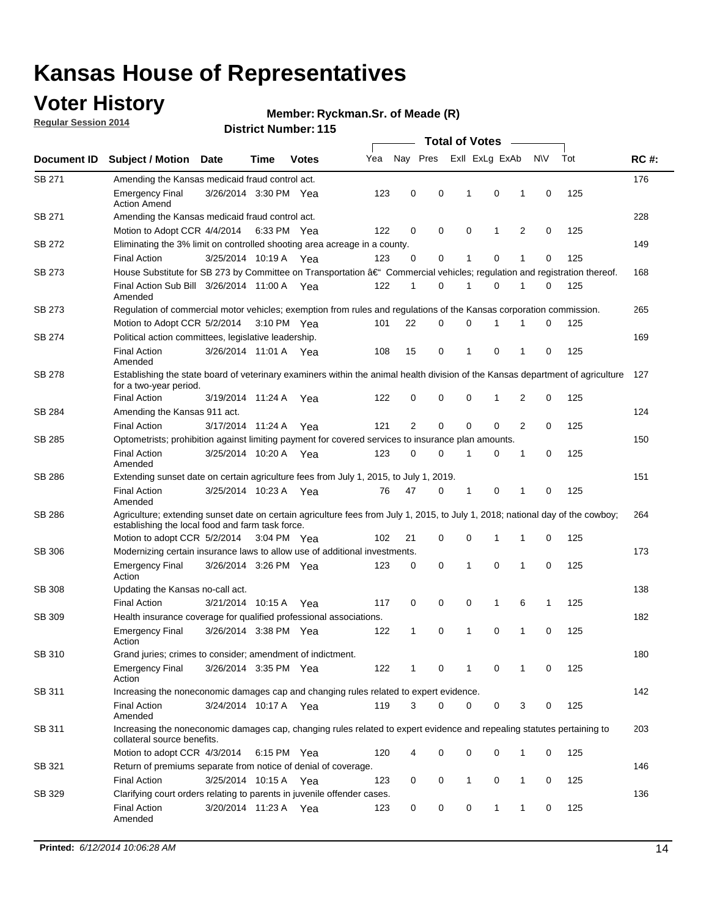# Kansas House of Representatives

## Voter History

**Regular Session 2014**

**Member: Ryckman.Sr. of Meade (R)**

**District Number: 115**

| Document ID | Subject / Motion | Date | Time | Votes | Yea | Nay | Pres | ExlI | ExLg | ExAb | N\V | Tot | RC #: |
|---|---|---|---|---|---|---|---|---|---|---|---|---|---|
| SB 271 | Amending the Kansas medicaid fraud control act. | | | | | | | | | | | | 176 |
| | Emergency Final Action Amend | 3/26/2014 | 3:30 PM | Yea | 123 | 0 | 0 | 1 | 0 | 1 | 0 | 125 | |
| SB 271 | Amending the Kansas medicaid fraud control act. | | | | | | | | | | | | 228 |
| | Motion to Adopt CCR | 4/4/2014 | 6:33 PM | Yea | 122 | 0 | 0 | 0 | 1 | 2 | 0 | 125 | |
| SB 272 | Eliminating the 3% limit on controlled shooting area acreage in a county. | | | | | | | | | | | | 149 |
| | Final Action | 3/25/2014 | 10:19 A | Yea | 123 | 0 | 0 | 1 | 0 | 1 | 0 | 125 | |
| SB 273 | House Substitute for SB 273 by Committee on Transportation â€" Commercial vehicles; regulation and registration thereof. | | | | | | | | | | | | 168 |
| | Final Action Sub Bill Amended | 3/26/2014 | 11:00 A | Yea | 122 | 1 | 0 | 1 | 0 | 1 | 0 | 125 | |
| SB 273 | Regulation of commercial motor vehicles; exemption from rules and regulations of the Kansas corporation commission. | | | | | | | | | | | | 265 |
| | Motion to Adopt CCR | 5/2/2014 | 3:10 PM | Yea | 101 | 22 | 0 | 0 | 1 | 1 | 0 | 125 | |
| SB 274 | Political action committees, legislative leadership. | | | | | | | | | | | | 169 |
| | Final Action Amended | 3/26/2014 | 11:01 A | Yea | 108 | 15 | 0 | 1 | 0 | 1 | 0 | 125 | |
| SB 278 | Establishing the state board of veterinary examiners within the animal health division of the Kansas department of agriculture for a two-year period. | | | | | | | | | | | | 127 |
| | Final Action | 3/19/2014 | 11:24 A | Yea | 122 | 0 | 0 | 0 | 1 | 2 | 0 | 125 | |
| SB 284 | Amending the Kansas 911 act. | | | | | | | | | | | | 124 |
| | Final Action | 3/17/2014 | 11:24 A | Yea | 121 | 2 | 0 | 0 | 0 | 2 | 0 | 125 | |
| SB 285 | Optometrists; prohibition against limiting payment for covered services to insurance plan amounts. | | | | | | | | | | | | 150 |
| | Final Action Amended | 3/25/2014 | 10:20 A | Yea | 123 | 0 | 0 | 1 | 0 | 1 | 0 | 125 | |
| SB 286 | Extending sunset date on certain agriculture fees from July 1, 2015, to July 1, 2019. | | | | | | | | | | | | 151 |
| | Final Action Amended | 3/25/2014 | 10:23 A | Yea | 76 | 47 | 0 | 1 | 0 | 1 | 0 | 125 | |
| SB 286 | Agriculture; extending sunset date on certain agriculture fees from July 1, 2015, to July 1, 2018; national day of the cowboy; establishing the local food and farm task force. | | | | | | | | | | | | 264 |
| | Motion to adopt CCR | 5/2/2014 | 3:04 PM | Yea | 102 | 21 | 0 | 0 | 1 | 1 | 0 | 125 | |
| SB 306 | Modernizing certain insurance laws to allow use of additional investments. | | | | | | | | | | | | 173 |
| | Emergency Final Action | 3/26/2014 | 3:26 PM | Yea | 123 | 0 | 0 | 1 | 0 | 1 | 0 | 125 | |
| SB 308 | Updating the Kansas no-call act. | | | | | | | | | | | | 138 |
| | Final Action | 3/21/2014 | 10:15 A | Yea | 117 | 0 | 0 | 0 | 1 | 6 | 1 | 125 | |
| SB 309 | Health insurance coverage for qualified professional associations. | | | | | | | | | | | | 182 |
| | Emergency Final Action | 3/26/2014 | 3:38 PM | Yea | 122 | 1 | 0 | 1 | 0 | 1 | 0 | 125 | |
| SB 310 | Grand juries; crimes to consider; amendment of indictment. | | | | | | | | | | | | 180 |
| | Emergency Final Action | 3/26/2014 | 3:35 PM | Yea | 122 | 1 | 0 | 1 | 0 | 1 | 0 | 125 | |
| SB 311 | Increasing the noneconomic damages cap and changing rules related to expert evidence. | | | | | | | | | | | | 142 |
| | Final Action Amended | 3/24/2014 | 10:17 A | Yea | 119 | 3 | 0 | 0 | 0 | 3 | 0 | 125 | |
| SB 311 | Increasing the noneconomic damages cap, changing rules related to expert evidence and repealing statutes pertaining to collateral source benefits. | | | | | | | | | | | | 203 |
| | Motion to adopt CCR | 4/3/2014 | 6:15 PM | Yea | 120 | 4 | 0 | 0 | 0 | 1 | 0 | 125 | |
| SB 321 | Return of premiums separate from notice of denial of coverage. | | | | | | | | | | | | 146 |
| | Final Action | 3/25/2014 | 10:15 A | Yea | 123 | 0 | 0 | 1 | 0 | 1 | 0 | 125 | |
| SB 329 | Clarifying court orders relating to parents in juvenile offender cases. | | | | | | | | | | | | 136 |
| | Final Action Amended | 3/20/2014 | 11:23 A | Yea | 123 | 0 | 0 | 0 | 1 | 1 | 0 | 125 | |

**Printed:** *6/12/2014 10:06:28 AM*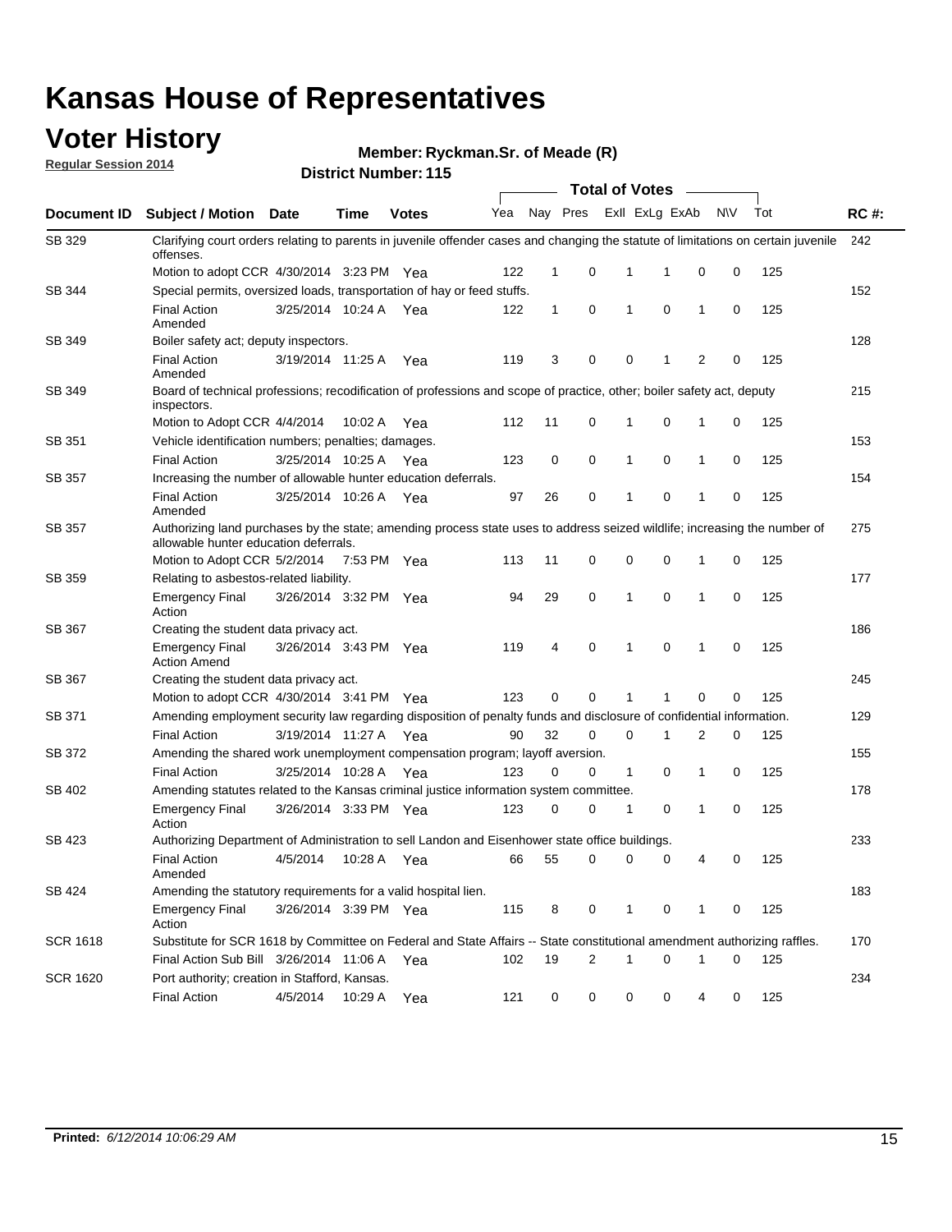# Kansas House of Representatives

## Voter History

**Regular Session 2014**

**Member: Ryckman.Sr. of Meade (R)**

**District Number: 115**

| Document ID | Subject / Motion | Date | Time | Votes | Yea | Nay | Pres | ExII | ExLg | ExAb | N\V | Tot | RC #: |
|---|---|---|---|---|---|---|---|---|---|---|---|---|---|
| SB 329 | Clarifying court orders relating to parents in juvenile offender cases and changing the statute of limitations on certain juvenile offenses. | | | | | | | | | | | | 242 |
| | Motion to adopt CCR | 4/30/2014 | 3:23 PM | Yea | 122 | 1 | 0 | 1 | 1 | 0 | 0 | 125 | |
| SB 344 | Special permits, oversized loads, transportation of hay or feed stuffs. | | | | | | | | | | | | 152 |
| | Final Action Amended | 3/25/2014 | 10:24 A | Yea | 122 | 1 | 0 | 1 | 0 | 1 | 0 | 125 | |
| SB 349 | Boiler safety act; deputy inspectors. | | | | | | | | | | | | 128 |
| | Final Action Amended | 3/19/2014 | 11:25 A | Yea | 119 | 3 | 0 | 0 | 1 | 2 | 0 | 125 | |
| SB 349 | Board of technical professions; recodification of professions and scope of practice, other; boiler safety act, deputy inspectors. | | | | | | | | | | | | 215 |
| | Motion to Adopt CCR | 4/4/2014 | 10:02 A | Yea | 112 | 11 | 0 | 1 | 0 | 1 | 0 | 125 | |
| SB 351 | Vehicle identification numbers; penalties; damages. | | | | | | | | | | | | 153 |
| | Final Action | 3/25/2014 | 10:25 A | Yea | 123 | 0 | 0 | 1 | 0 | 1 | 0 | 125 | |
| SB 357 | Increasing the number of allowable hunter education deferrals. | | | | | | | | | | | | 154 |
| | Final Action Amended | 3/25/2014 | 10:26 A | Yea | 97 | 26 | 0 | 1 | 0 | 1 | 0 | 125 | |
| SB 357 | Authorizing land purchases by the state; amending process state uses to address seized wildlife; increasing the number of allowable hunter education deferrals. | | | | | | | | | | | | 275 |
| | Motion to Adopt CCR | 5/2/2014 | 7:53 PM | Yea | 113 | 11 | 0 | 0 | 0 | 1 | 0 | 125 | |
| SB 359 | Relating to asbestos-related liability. | | | | | | | | | | | | 177 |
| | Emergency Final Action | 3/26/2014 | 3:32 PM | Yea | 94 | 29 | 0 | 1 | 0 | 1 | 0 | 125 | |
| SB 367 | Creating the student data privacy act. | | | | | | | | | | | | 186 |
| | Emergency Final Action Amend | 3/26/2014 | 3:43 PM | Yea | 119 | 4 | 0 | 1 | 0 | 1 | 0 | 125 | |
| SB 367 | Creating the student data privacy act. | | | | | | | | | | | | 245 |
| | Motion to adopt CCR | 4/30/2014 | 3:41 PM | Yea | 123 | 0 | 0 | 1 | 1 | 0 | 0 | 125 | |
| SB 371 | Amending employment security law regarding disposition of penalty funds and disclosure of confidential information. | | | | | | | | | | | | 129 |
| | Final Action | 3/19/2014 | 11:27 A | Yea | 90 | 32 | 0 | 0 | 1 | 2 | 0 | 125 | |
| SB 372 | Amending the shared work unemployment compensation program; layoff aversion. | | | | | | | | | | | | 155 |
| | Final Action | 3/25/2014 | 10:28 A | Yea | 123 | 0 | 0 | 1 | 0 | 1 | 0 | 125 | |
| SB 402 | Amending statutes related to the Kansas criminal justice information system committee. | | | | | | | | | | | | 178 |
| | Emergency Final Action | 3/26/2014 | 3:33 PM | Yea | 123 | 0 | 0 | 1 | 0 | 1 | 0 | 125 | |
| SB 423 | Authorizing Department of Administration to sell Landon and Eisenhower state office buildings. | | | | | | | | | | | | 233 |
| | Final Action Amended | 4/5/2014 | 10:28 A | Yea | 66 | 55 | 0 | 0 | 0 | 4 | 0 | 125 | |
| SB 424 | Amending the statutory requirements for a valid hospital lien. | | | | | | | | | | | | 183 |
| | Emergency Final Action | 3/26/2014 | 3:39 PM | Yea | 115 | 8 | 0 | 1 | 0 | 1 | 0 | 125 | |
| SCR 1618 | Substitute for SCR 1618 by Committee on Federal and State Affairs -- State constitutional amendment authorizing raffles. | | | | | | | | | | | | 170 |
| | Final Action Sub Bill | 3/26/2014 | 11:06 A | Yea | 102 | 19 | 2 | 1 | 0 | 1 | 0 | 125 | |
| SCR 1620 | Port authority; creation in Stafford, Kansas. | | | | | | | | | | | | 234 |
| | Final Action | 4/5/2014 | 10:29 A | Yea | 121 | 0 | 0 | 0 | 0 | 4 | 0 | 125 | |

**Printed:** *6/12/2014 10:06:29 AM*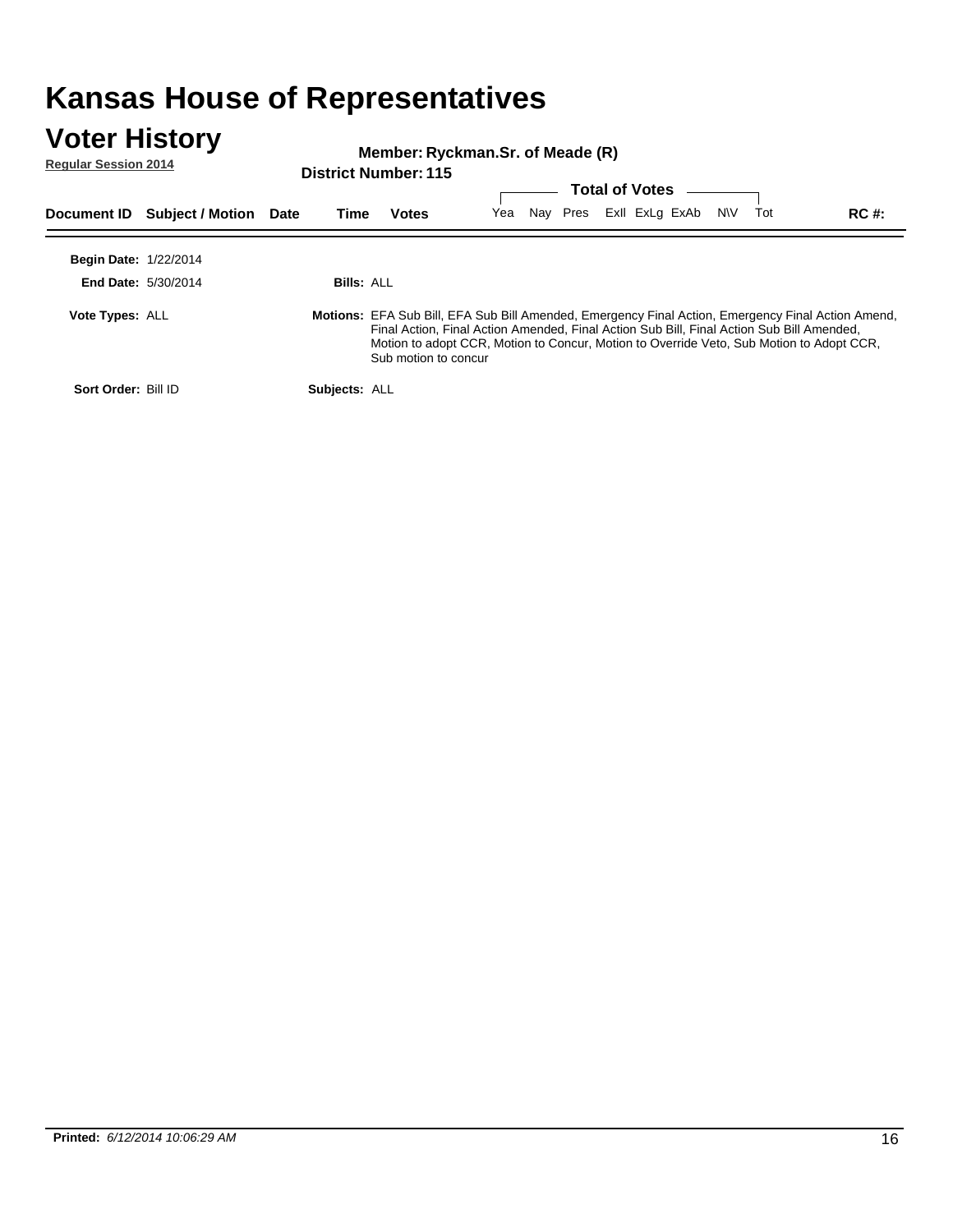# Kansas House of Representatives

## Voter History

**Regular Session 2014**

**Member: Ryckman.Sr. of Meade (R)**

**District Number: 115**

| Document ID | Subject / Motion | Date | Time | Votes | Total of Votes: Yea | Nay | Pres | ExII | ExLg | ExAb | N\V | Tot | RC #: |
|---|---|---|---|---|---|---|---|---|---|---|---|---|---|

**Begin Date:** 1/22/2014

**End Date:** 5/30/2014

**Bills:** ALL

**Vote Types:** ALL

**Motions:** EFA Sub Bill, EFA Sub Bill Amended, Emergency Final Action, Emergency Final Action Amend, Final Action, Final Action Amended, Final Action Sub Bill, Final Action Sub Bill Amended, Motion to adopt CCR, Motion to Concur, Motion to Override Veto, Sub Motion to Adopt CCR, Sub motion to concur

**Sort Order:** Bill ID

**Subjects:** ALL

**Printed:** *6/12/2014 10:06:29 AM*